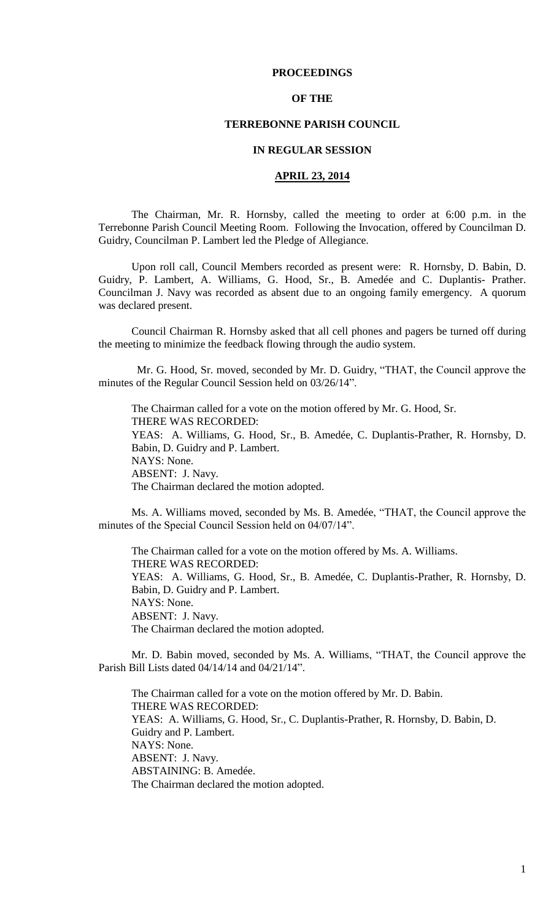**PROCEEDINGS**

**OF THE**

**TERREBONNE PARISH COUNCIL**

**IN REGULAR SESSION**

**APRIL 23, 2014**

The Chairman, Mr. R. Hornsby, called the meeting to order at 6:00 p.m. in the Terrebonne Parish Council Meeting Room. Following the Invocation, offered by Councilman D. Guidry, Councilman P. Lambert led the Pledge of Allegiance.

Upon roll call, Council Members recorded as present were: R. Hornsby, D. Babin, D. Guidry, P. Lambert, A. Williams, G. Hood, Sr., B. Amedée and C. Duplantis- Prather. Councilman J. Navy was recorded as absent due to an ongoing family emergency. A quorum was declared present.

Council Chairman R. Hornsby asked that all cell phones and pagers be turned off during the meeting to minimize the feedback flowing through the audio system.

Mr. G. Hood, Sr. moved, seconded by Mr. D. Guidry, "THAT, the Council approve the minutes of the Regular Council Session held on 03/26/14".

The Chairman called for a vote on the motion offered by Mr. G. Hood, Sr.
THERE WAS RECORDED:
YEAS: A. Williams, G. Hood, Sr., B. Amedée, C. Duplantis-Prather, R. Hornsby, D. Babin, D. Guidry and P. Lambert.
NAYS: None.
ABSENT: J. Navy.
The Chairman declared the motion adopted.

Ms. A. Williams moved, seconded by Ms. B. Amedée, "THAT, the Council approve the minutes of the Special Council Session held on 04/07/14".

The Chairman called for a vote on the motion offered by Ms. A. Williams.
THERE WAS RECORDED:
YEAS: A. Williams, G. Hood, Sr., B. Amedée, C. Duplantis-Prather, R. Hornsby, D. Babin, D. Guidry and P. Lambert.
NAYS: None.
ABSENT: J. Navy.
The Chairman declared the motion adopted.

Mr. D. Babin moved, seconded by Ms. A. Williams, "THAT, the Council approve the Parish Bill Lists dated 04/14/14 and 04/21/14".

The Chairman called for a vote on the motion offered by Mr. D. Babin.
THERE WAS RECORDED:
YEAS: A. Williams, G. Hood, Sr., C. Duplantis-Prather, R. Hornsby, D. Babin, D. Guidry and P. Lambert.
NAYS: None.
ABSENT: J. Navy.
ABSTAINING: B. Amedée.
The Chairman declared the motion adopted.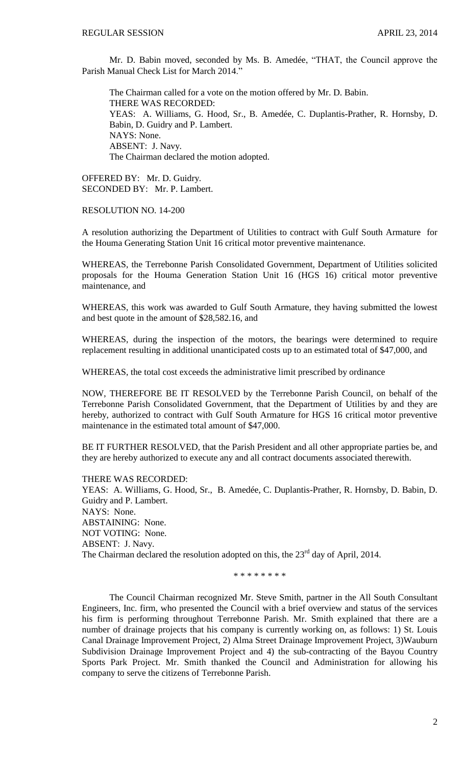Mr. D. Babin moved, seconded by Ms. B. Amedée, "THAT, the Council approve the Parish Manual Check List for March 2014."

The Chairman called for a vote on the motion offered by Mr. D. Babin.
THERE WAS RECORDED:
YEAS: A. Williams, G. Hood, Sr., B. Amedée, C. Duplantis-Prather, R. Hornsby, D. Babin, D. Guidry and P. Lambert.
NAYS: None.
ABSENT: J. Navy.
The Chairman declared the motion adopted.

OFFERED BY: Mr. D. Guidry.
SECONDED BY: Mr. P. Lambert.

RESOLUTION NO. 14-200

A resolution authorizing the Department of Utilities to contract with Gulf South Armature for the Houma Generating Station Unit 16 critical motor preventive maintenance.

WHEREAS, the Terrebonne Parish Consolidated Government, Department of Utilities solicited proposals for the Houma Generation Station Unit 16 (HGS 16) critical motor preventive maintenance, and

WHEREAS, this work was awarded to Gulf South Armature, they having submitted the lowest and best quote in the amount of $28,582.16, and

WHEREAS, during the inspection of the motors, the bearings were determined to require replacement resulting in additional unanticipated costs up to an estimated total of $47,000, and

WHEREAS, the total cost exceeds the administrative limit prescribed by ordinance

NOW, THEREFORE BE IT RESOLVED by the Terrebonne Parish Council, on behalf of the Terrebonne Parish Consolidated Government, that the Department of Utilities by and they are hereby, authorized to contract with Gulf South Armature for HGS 16 critical motor preventive maintenance in the estimated total amount of $47,000.

BE IT FURTHER RESOLVED, that the Parish President and all other appropriate parties be, and they are hereby authorized to execute any and all contract documents associated therewith.

THERE WAS RECORDED:
YEAS: A. Williams, G. Hood, Sr., B. Amedée, C. Duplantis-Prather, R. Hornsby, D. Babin, D. Guidry and P. Lambert.
NAYS: None.
ABSTAINING: None.
NOT VOTING: None.
ABSENT: J. Navy.
The Chairman declared the resolution adopted on this, the 23rd day of April, 2014.

\* \* \* \* \* \* \* \*

The Council Chairman recognized Mr. Steve Smith, partner in the All South Consultant Engineers, Inc. firm, who presented the Council with a brief overview and status of the services his firm is performing throughout Terrebonne Parish. Mr. Smith explained that there are a number of drainage projects that his company is currently working on, as follows: 1) St. Louis Canal Drainage Improvement Project, 2) Alma Street Drainage Improvement Project, 3)Wauburn Subdivision Drainage Improvement Project and 4) the sub-contracting of the Bayou Country Sports Park Project. Mr. Smith thanked the Council and Administration for allowing his company to serve the citizens of Terrebonne Parish.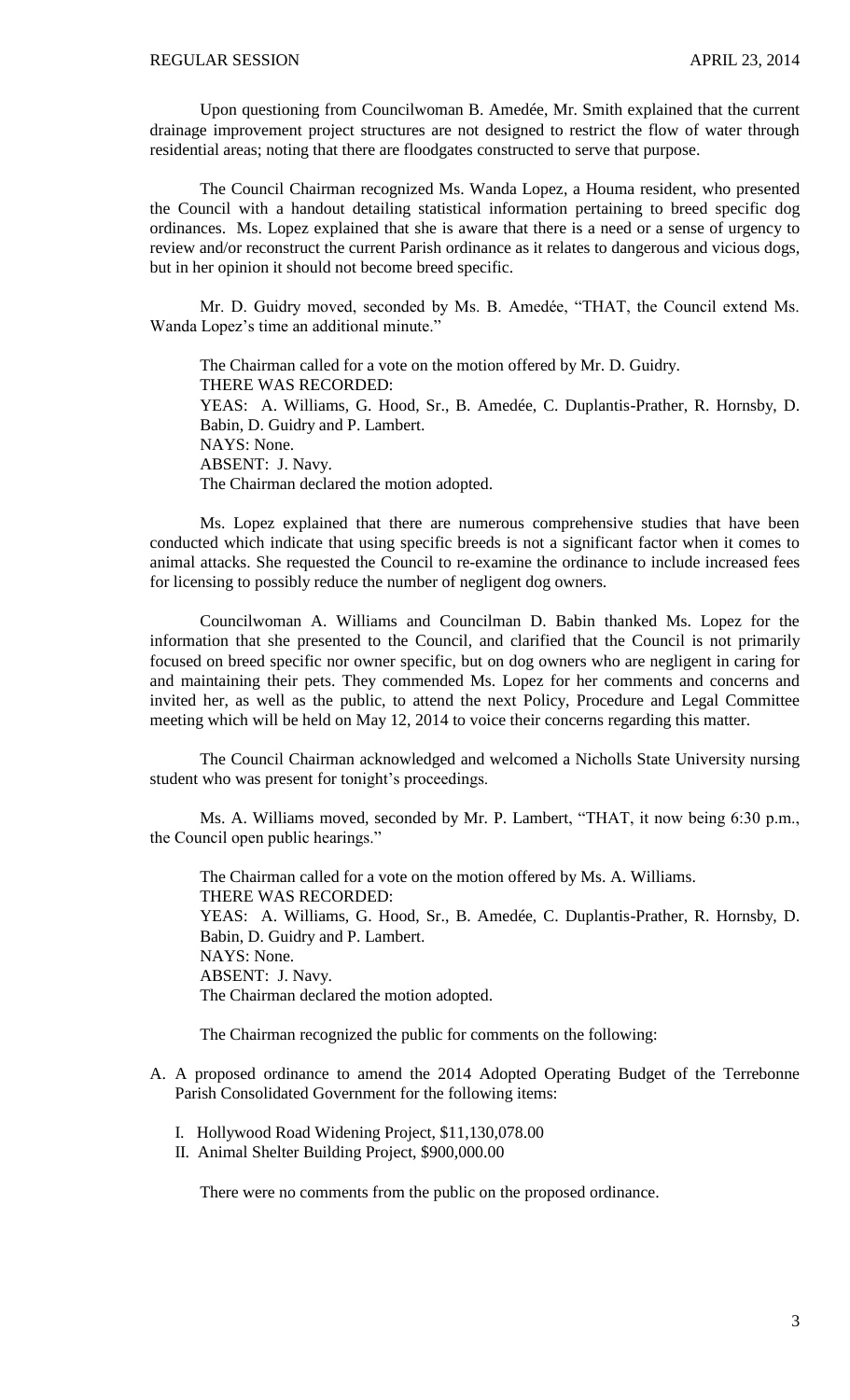Upon questioning from Councilwoman B. Amedée, Mr. Smith explained that the current drainage improvement project structures are not designed to restrict the flow of water through residential areas; noting that there are floodgates constructed to serve that purpose.

The Council Chairman recognized Ms. Wanda Lopez, a Houma resident, who presented the Council with a handout detailing statistical information pertaining to breed specific dog ordinances. Ms. Lopez explained that she is aware that there is a need or a sense of urgency to review and/or reconstruct the current Parish ordinance as it relates to dangerous and vicious dogs, but in her opinion it should not become breed specific.

Mr. D. Guidry moved, seconded by Ms. B. Amedée, "THAT, the Council extend Ms. Wanda Lopez's time an additional minute."

The Chairman called for a vote on the motion offered by Mr. D. Guidry.
THERE WAS RECORDED:
YEAS: A. Williams, G. Hood, Sr., B. Amedée, C. Duplantis-Prather, R. Hornsby, D. Babin, D. Guidry and P. Lambert.
NAYS: None.
ABSENT: J. Navy.
The Chairman declared the motion adopted.

Ms. Lopez explained that there are numerous comprehensive studies that have been conducted which indicate that using specific breeds is not a significant factor when it comes to animal attacks. She requested the Council to re-examine the ordinance to include increased fees for licensing to possibly reduce the number of negligent dog owners.

Councilwoman A. Williams and Councilman D. Babin thanked Ms. Lopez for the information that she presented to the Council, and clarified that the Council is not primarily focused on breed specific nor owner specific, but on dog owners who are negligent in caring for and maintaining their pets. They commended Ms. Lopez for her comments and concerns and invited her, as well as the public, to attend the next Policy, Procedure and Legal Committee meeting which will be held on May 12, 2014 to voice their concerns regarding this matter.

The Council Chairman acknowledged and welcomed a Nicholls State University nursing student who was present for tonight's proceedings.

Ms. A. Williams moved, seconded by Mr. P. Lambert, "THAT, it now being 6:30 p.m., the Council open public hearings."

The Chairman called for a vote on the motion offered by Ms. A. Williams.
THERE WAS RECORDED:
YEAS: A. Williams, G. Hood, Sr., B. Amedée, C. Duplantis-Prather, R. Hornsby, D. Babin, D. Guidry and P. Lambert.
NAYS: None.
ABSENT: J. Navy.
The Chairman declared the motion adopted.

The Chairman recognized the public for comments on the following:

A. A proposed ordinance to amend the 2014 Adopted Operating Budget of the Terrebonne Parish Consolidated Government for the following items:

   I. Hollywood Road Widening Project, $11,130,078.00
   II. Animal Shelter Building Project, $900,000.00

   There were no comments from the public on the proposed ordinance.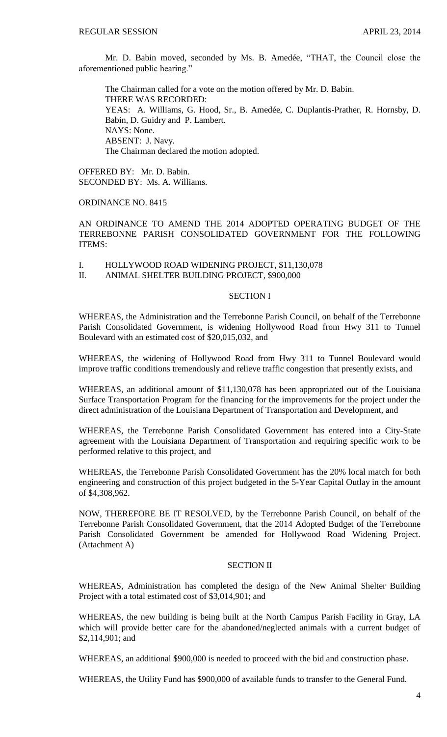Mr. D. Babin moved, seconded by Ms. B. Amedée, "THAT, the Council close the aforementioned public hearing."

The Chairman called for a vote on the motion offered by Mr. D. Babin.
THERE WAS RECORDED:
YEAS: A. Williams, G. Hood, Sr., B. Amedée, C. Duplantis-Prather, R. Hornsby, D. Babin, D. Guidry and P. Lambert.
NAYS: None.
ABSENT: J. Navy.
The Chairman declared the motion adopted.

OFFERED BY: Mr. D. Babin.
SECONDED BY: Ms. A. Williams.

ORDINANCE NO. 8415

AN ORDINANCE TO AMEND THE 2014 ADOPTED OPERATING BUDGET OF THE TERREBONNE PARISH CONSOLIDATED GOVERNMENT FOR THE FOLLOWING ITEMS:

I. HOLLYWOOD ROAD WIDENING PROJECT, $11,130,078
II. ANIMAL SHELTER BUILDING PROJECT, $900,000

SECTION I

WHEREAS, the Administration and the Terrebonne Parish Council, on behalf of the Terrebonne Parish Consolidated Government, is widening Hollywood Road from Hwy 311 to Tunnel Boulevard with an estimated cost of $20,015,032, and

WHEREAS, the widening of Hollywood Road from Hwy 311 to Tunnel Boulevard would improve traffic conditions tremendously and relieve traffic congestion that presently exists, and

WHEREAS, an additional amount of $11,130,078 has been appropriated out of the Louisiana Surface Transportation Program for the financing for the improvements for the project under the direct administration of the Louisiana Department of Transportation and Development, and

WHEREAS, the Terrebonne Parish Consolidated Government has entered into a City-State agreement with the Louisiana Department of Transportation and requiring specific work to be performed relative to this project, and

WHEREAS, the Terrebonne Parish Consolidated Government has the 20% local match for both engineering and construction of this project budgeted in the 5-Year Capital Outlay in the amount of $4,308,962.

NOW, THEREFORE BE IT RESOLVED, by the Terrebonne Parish Council, on behalf of the Terrebonne Parish Consolidated Government, that the 2014 Adopted Budget of the Terrebonne Parish Consolidated Government be amended for Hollywood Road Widening Project. (Attachment A)

SECTION II

WHEREAS, Administration has completed the design of the New Animal Shelter Building Project with a total estimated cost of $3,014,901; and

WHEREAS, the new building is being built at the North Campus Parish Facility in Gray, LA which will provide better care for the abandoned/neglected animals with a current budget of $2,114,901; and

WHEREAS, an additional $900,000 is needed to proceed with the bid and construction phase.

WHEREAS, the Utility Fund has $900,000 of available funds to transfer to the General Fund.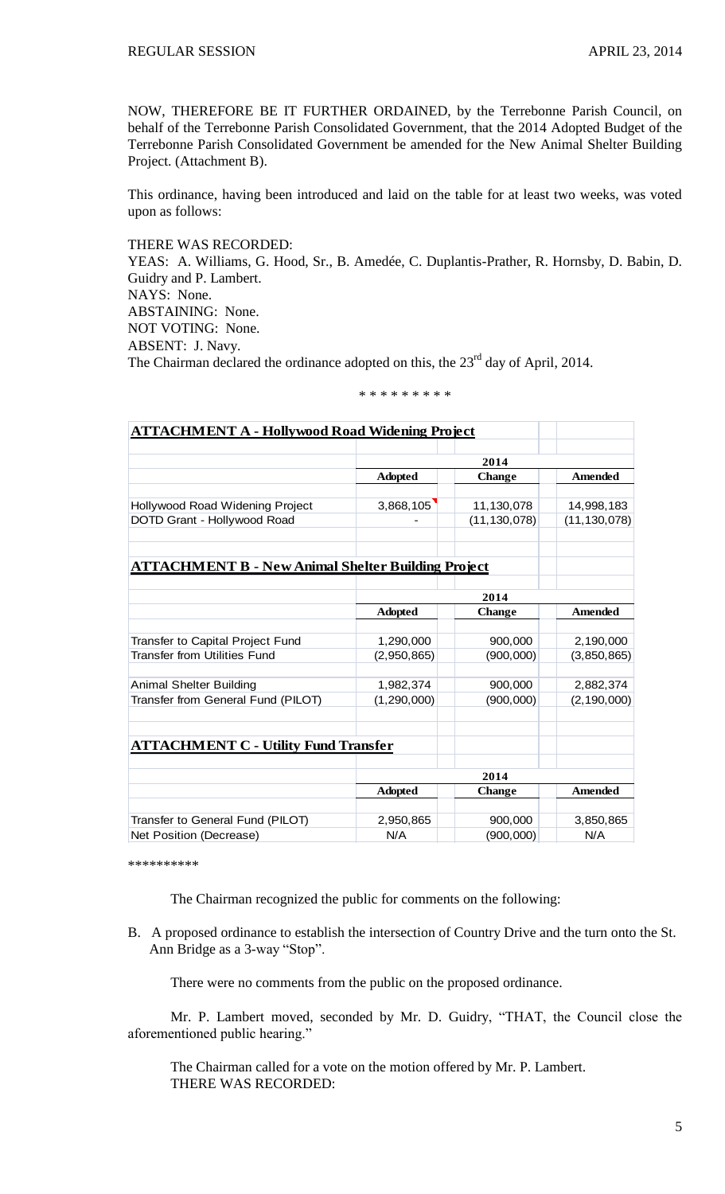NOW, THEREFORE BE IT FURTHER ORDAINED, by the Terrebonne Parish Council, on behalf of the Terrebonne Parish Consolidated Government, that the 2014 Adopted Budget of the Terrebonne Parish Consolidated Government be amended for the New Animal Shelter Building Project. (Attachment B).

This ordinance, having been introduced and laid on the table for at least two weeks, was voted upon as follows:

THERE WAS RECORDED:
YEAS: A. Williams, G. Hood, Sr., B. Amedée, C. Duplantis-Prather, R. Hornsby, D. Babin, D. Guidry and P. Lambert.
NAYS: None.
ABSTAINING: None.
NOT VOTING: None.
ABSENT: J. Navy.
The Chairman declared the ordinance adopted on this, the 23rd day of April, 2014.

\* \* \* \* \* \* \* \* \*

**ATTACHMENT A - Hollywood Road Widening Project**

| | 2014 | | |
|---|---|---|---|
| | **Adopted** | **Change** | **Amended** |
| Hollywood Road Widening Project | 3,868,105 | 11,130,078 | 14,998,183 |
| DOTD Grant - Hollywood Road | - | (11,130,078) | (11,130,078) |

**ATTACHMENT B - New Animal Shelter Building Project**

| | 2014 | | |
|---|---|---|---|
| | **Adopted** | **Change** | **Amended** |
| Transfer to Capital Project Fund | 1,290,000 | 900,000 | 2,190,000 |
| Transfer from Utilities Fund | (2,950,865) | (900,000) | (3,850,865) |
| Animal Shelter Building | 1,982,374 | 900,000 | 2,882,374 |
| Transfer from General Fund (PILOT) | (1,290,000) | (900,000) | (2,190,000) |

**ATTACHMENT C - Utility Fund Transfer**

| | 2014 | | |
|---|---|---|---|
| | **Adopted** | **Change** | **Amended** |
| Transfer to General Fund (PILOT) | 2,950,865 | 900,000 | 3,850,865 |
| Net Position (Decrease) | N/A | (900,000) | N/A |

\*\*\*\*\*\*\*\*\*\*

The Chairman recognized the public for comments on the following:

B. A proposed ordinance to establish the intersection of Country Drive and the turn onto the St. Ann Bridge as a 3-way "Stop".

There were no comments from the public on the proposed ordinance.

Mr. P. Lambert moved, seconded by Mr. D. Guidry, "THAT, the Council close the aforementioned public hearing."

The Chairman called for a vote on the motion offered by Mr. P. Lambert.
THERE WAS RECORDED: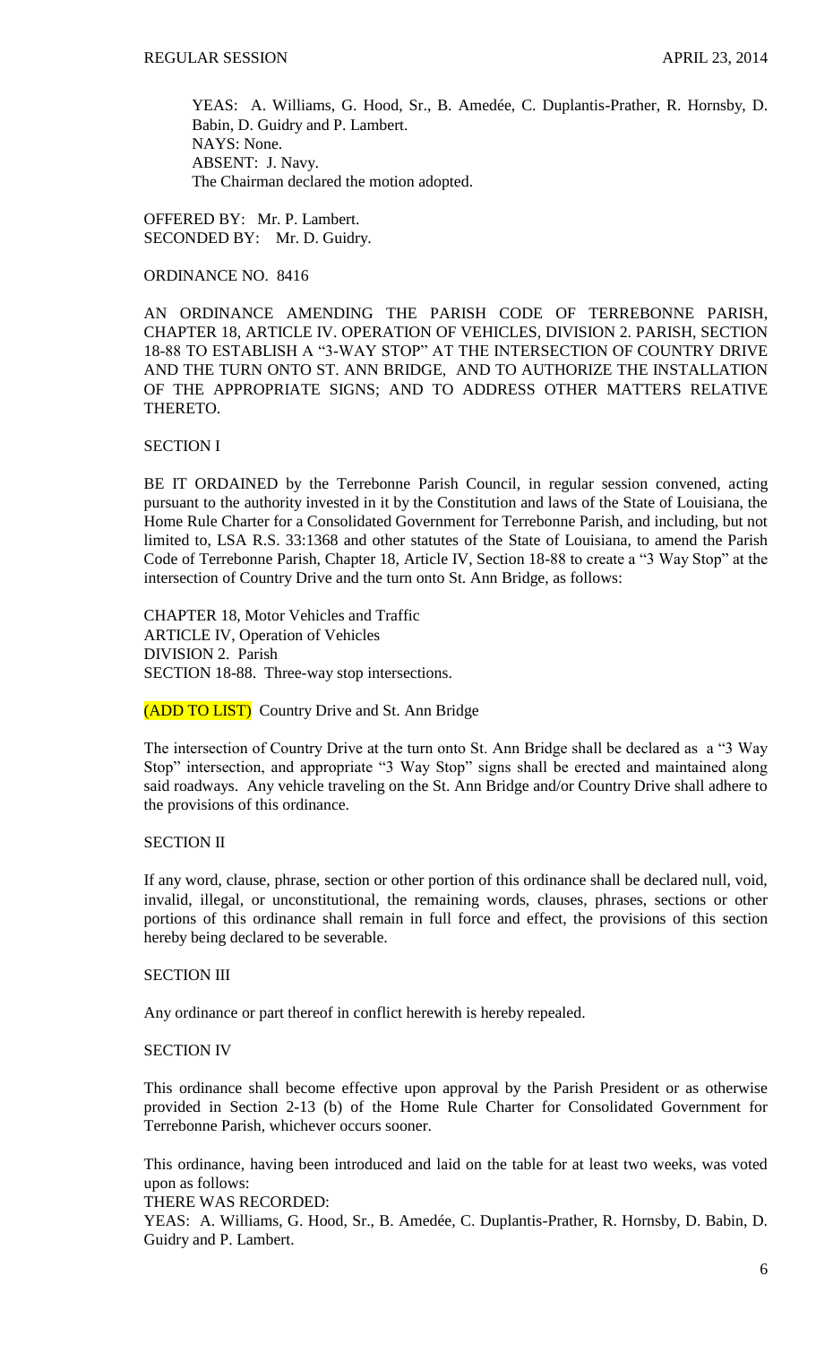YEAS: A. Williams, G. Hood, Sr., B. Amedée, C. Duplantis-Prather, R. Hornsby, D. Babin, D. Guidry and P. Lambert.
NAYS: None.
ABSENT: J. Navy.
The Chairman declared the motion adopted.

OFFERED BY: Mr. P. Lambert.
SECONDED BY: Mr. D. Guidry.

ORDINANCE NO. 8416

AN ORDINANCE AMENDING THE PARISH CODE OF TERREBONNE PARISH, CHAPTER 18, ARTICLE IV. OPERATION OF VEHICLES, DIVISION 2. PARISH, SECTION 18-88 TO ESTABLISH A "3-WAY STOP" AT THE INTERSECTION OF COUNTRY DRIVE AND THE TURN ONTO ST. ANN BRIDGE, AND TO AUTHORIZE THE INSTALLATION OF THE APPROPRIATE SIGNS; AND TO ADDRESS OTHER MATTERS RELATIVE THERETO.

SECTION I

BE IT ORDAINED by the Terrebonne Parish Council, in regular session convened, acting pursuant to the authority invested in it by the Constitution and laws of the State of Louisiana, the Home Rule Charter for a Consolidated Government for Terrebonne Parish, and including, but not limited to, LSA R.S. 33:1368 and other statutes of the State of Louisiana, to amend the Parish Code of Terrebonne Parish, Chapter 18, Article IV, Section 18-88 to create a "3 Way Stop" at the intersection of Country Drive and the turn onto St. Ann Bridge, as follows:

CHAPTER 18, Motor Vehicles and Traffic
ARTICLE IV, Operation of Vehicles
DIVISION 2. Parish
SECTION 18-88. Three-way stop intersections.

(ADD TO LIST) Country Drive and St. Ann Bridge

The intersection of Country Drive at the turn onto St. Ann Bridge shall be declared as a "3 Way Stop" intersection, and appropriate "3 Way Stop" signs shall be erected and maintained along said roadways. Any vehicle traveling on the St. Ann Bridge and/or Country Drive shall adhere to the provisions of this ordinance.

SECTION II

If any word, clause, phrase, section or other portion of this ordinance shall be declared null, void, invalid, illegal, or unconstitutional, the remaining words, clauses, phrases, sections or other portions of this ordinance shall remain in full force and effect, the provisions of this section hereby being declared to be severable.

SECTION III

Any ordinance or part thereof in conflict herewith is hereby repealed.

SECTION IV

This ordinance shall become effective upon approval by the Parish President or as otherwise provided in Section 2-13 (b) of the Home Rule Charter for Consolidated Government for Terrebonne Parish, whichever occurs sooner.

This ordinance, having been introduced and laid on the table for at least two weeks, was voted upon as follows:
THERE WAS RECORDED:
YEAS: A. Williams, G. Hood, Sr., B. Amedée, C. Duplantis-Prather, R. Hornsby, D. Babin, D. Guidry and P. Lambert.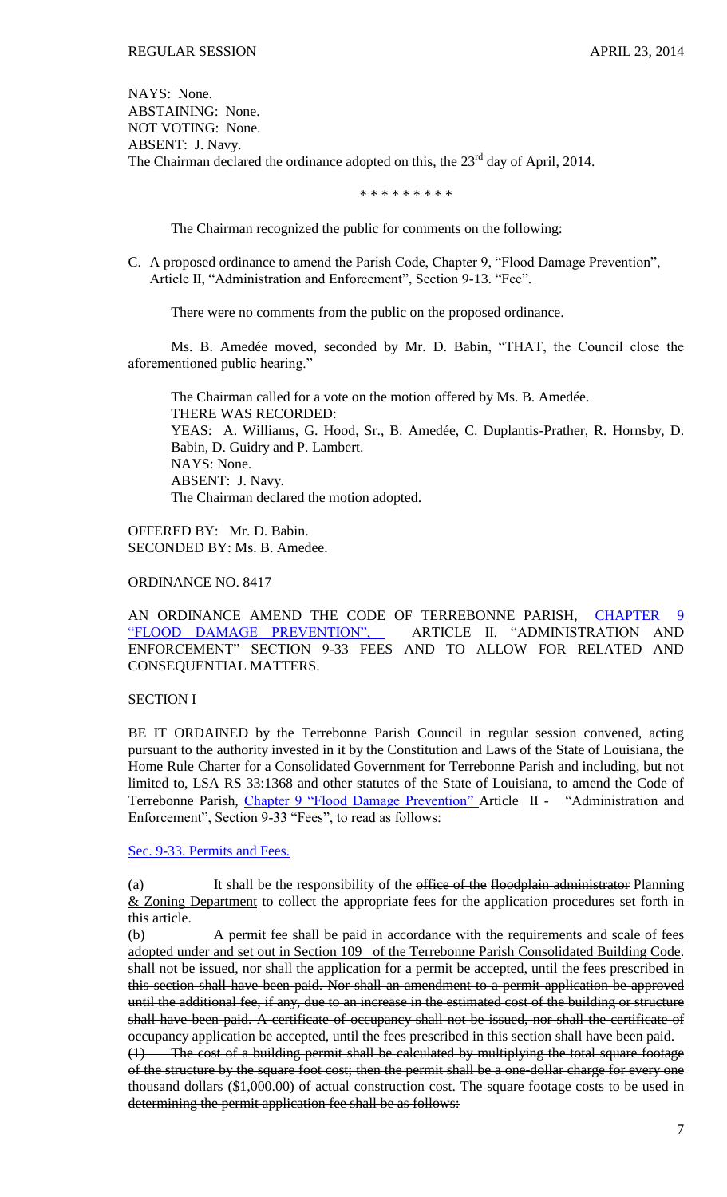NAYS: None.
ABSTAINING: None.
NOT VOTING: None.
ABSENT: J. Navy.
The Chairman declared the ordinance adopted on this, the 23rd day of April, 2014.

\* \* \* \* \* \* \* \* \*

The Chairman recognized the public for comments on the following:

C. A proposed ordinance to amend the Parish Code, Chapter 9, "Flood Damage Prevention", Article II, "Administration and Enforcement", Section 9-13. "Fee".

There were no comments from the public on the proposed ordinance.

Ms. B. Amedée moved, seconded by Mr. D. Babin, "THAT, the Council close the aforementioned public hearing."

The Chairman called for a vote on the motion offered by Ms. B. Amedée.
THERE WAS RECORDED:
YEAS: A. Williams, G. Hood, Sr., B. Amedée, C. Duplantis-Prather, R. Hornsby, D. Babin, D. Guidry and P. Lambert.
NAYS: None.
ABSENT: J. Navy.
The Chairman declared the motion adopted.

OFFERED BY: Mr. D. Babin.
SECONDED BY: Ms. B. Amedee.

ORDINANCE NO. 8417

AN ORDINANCE AMEND THE CODE OF TERREBONNE PARISH, CHAPTER 9 "FLOOD DAMAGE PREVENTION", ARTICLE II. "ADMINISTRATION AND ENFORCEMENT" SECTION 9-33 FEES AND TO ALLOW FOR RELATED AND CONSEQUENTIAL MATTERS.

SECTION I

BE IT ORDAINED by the Terrebonne Parish Council in regular session convened, acting pursuant to the authority invested in it by the Constitution and Laws of the State of Louisiana, the Home Rule Charter for a Consolidated Government for Terrebonne Parish and including, but not limited to, LSA RS 33:1368 and other statutes of the State of Louisiana, to amend the Code of Terrebonne Parish, Chapter 9 "Flood Damage Prevention" Article II - "Administration and Enforcement", Section 9-33 "Fees", to read as follows:

Sec. 9-33. Permits and Fees.

(a) It shall be the responsibility of the ~~office of the floodplain administrator~~ Planning & Zoning Department to collect the appropriate fees for the application procedures set forth in this article.

(b) A permit fee shall be paid in accordance with the requirements and scale of fees adopted under and set out in Section 109 of the Terrebonne Parish Consolidated Building Code. ~~shall not be issued, nor shall the application for a permit be accepted, until the fees prescribed in this section shall have been paid. Nor shall an amendment to a permit application be approved until the additional fee, if any, due to an increase in the estimated cost of the building or structure shall have been paid. A certificate of occupancy shall not be issued, nor shall the certificate of occupancy application be accepted, until the fees prescribed in this section shall have been paid.~~

~~(1) The cost of a building permit shall be calculated by multiplying the total square footage of the structure by the square foot cost; then the permit shall be a one-dollar charge for every one thousand dollars ($1,000.00) of actual construction cost. The square footage costs to be used in determining the permit application fee shall be as follows:~~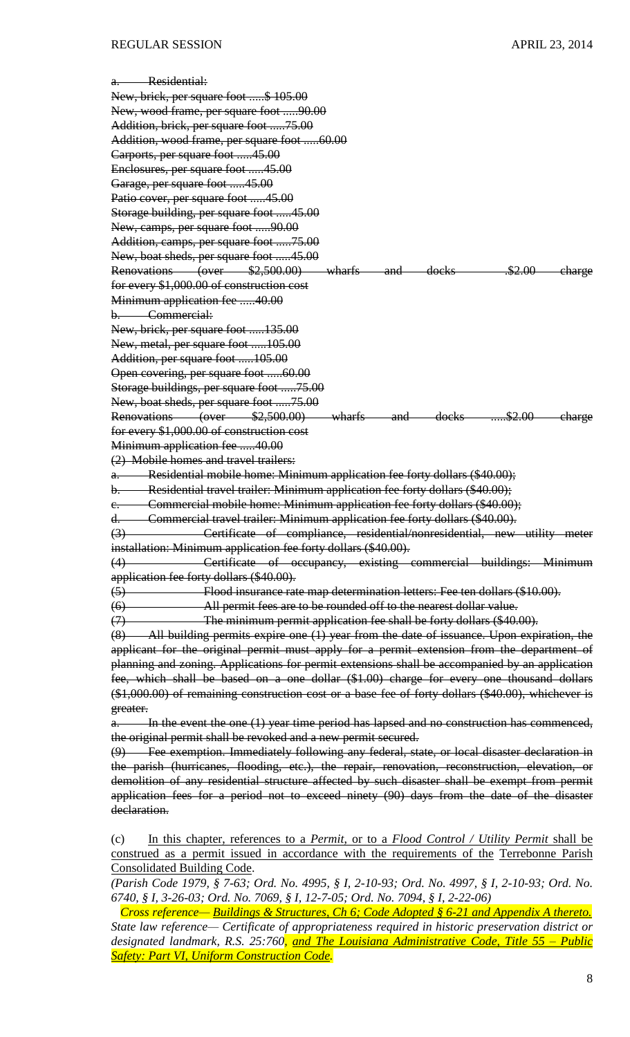~~a. Residential:~~

~~New, brick, per square foot .....$ 105.00~~

~~New, wood frame, per square foot .....90.00~~

~~Addition, brick, per square foot .....75.00~~

~~Addition, wood frame, per square foot .....60.00~~

~~Carports, per square foot .....45.00~~

~~Enclosures, per square foot .....45.00~~

~~Garage, per square foot .....45.00~~

~~Patio cover, per square foot .....45.00~~

~~Storage building, per square foot .....45.00~~

~~New, camps, per square foot .....90.00~~

~~Addition, camps, per square foot .....75.00~~

~~New, boat sheds, per square foot .....45.00~~

~~Renovations (over $2,500.00) wharfs and docks .$2.00 charge for every $1,000.00 of construction cost~~

~~Minimum application fee .....40.00~~

~~b. Commercial:~~

~~New, brick, per square foot .....135.00~~

~~New, metal, per square foot .....105.00~~

~~Addition, per square foot .....105.00~~

~~Open covering, per square foot .....60.00~~

~~Storage buildings, per square foot .....75.00~~

~~New, boat sheds, per square foot .....75.00~~

~~Renovations (over $2,500.00) wharfs and docks .....$2.00 charge for every $1,000.00 of construction cost~~

~~Minimum application fee .....40.00~~

~~(2) Mobile homes and travel trailers:~~

~~a. Residential mobile home: Minimum application fee forty dollars ($40.00);~~

~~b. Residential travel trailer: Minimum application fee forty dollars ($40.00);~~

~~c. Commercial mobile home: Minimum application fee forty dollars ($40.00);~~

~~d. Commercial travel trailer: Minimum application fee forty dollars ($40.00).~~

~~(3) Certificate of compliance, residential/nonresidential, new utility meter installation: Minimum application fee forty dollars ($40.00).~~

~~(4) Certificate of occupancy, existing commercial buildings: Minimum application fee forty dollars ($40.00).~~

~~(5) Flood insurance rate map determination letters: Fee ten dollars ($10.00).~~

~~(6) All permit fees are to be rounded off to the nearest dollar value.~~

~~(7) The minimum permit application fee shall be forty dollars ($40.00).~~

~~(8) All building permits expire one (1) year from the date of issuance. Upon expiration, the applicant for the original permit must apply for a permit extension from the department of planning and zoning. Applications for permit extensions shall be accompanied by an application fee, which shall be based on a one dollar ($1.00) charge for every one thousand dollars ($1,000.00) of remaining construction cost or a base fee of forty dollars ($40.00), whichever is greater.~~

~~a. In the event the one (1) year time period has lapsed and no construction has commenced, the original permit shall be revoked and a new permit secured.~~

~~(9) Fee exemption. Immediately following any federal, state, or local disaster declaration in the parish (hurricanes, flooding, etc.), the repair, renovation, reconstruction, elevation, or demolition of any residential structure affected by such disaster shall be exempt from permit application fees for a period not to exceed ninety (90) days from the date of the disaster declaration.~~

(c) <u>In this chapter, references to a *Permit*, or to a *Flood Control / Utility Permit* shall be construed as a permit issued in accordance with the requirements of the</u> <u>Terrebonne Parish Consolidated Building Code</u>.

*(Parish Code 1979, § 7-63; Ord. No. 4995, § I, 2-10-93; Ord. No. 4997, § I, 2-10-93; Ord. No. 6740, § I, 3-26-03; Ord. No. 7069, § I, 12-7-05; Ord. No. 7094, § I, 2-22-06)*

*Cross reference— <u>Buildings & Structures, Ch 6; Code Adopted § 6-21 and Appendix A thereto.</u>*
*State law reference— Certificate of appropriateness required in historic preservation district or designated landmark, R.S. 25:760, <u>and The Louisiana Administrative Code, Title 55 – Public Safety: Part VI, Uniform Construction Code.</u>*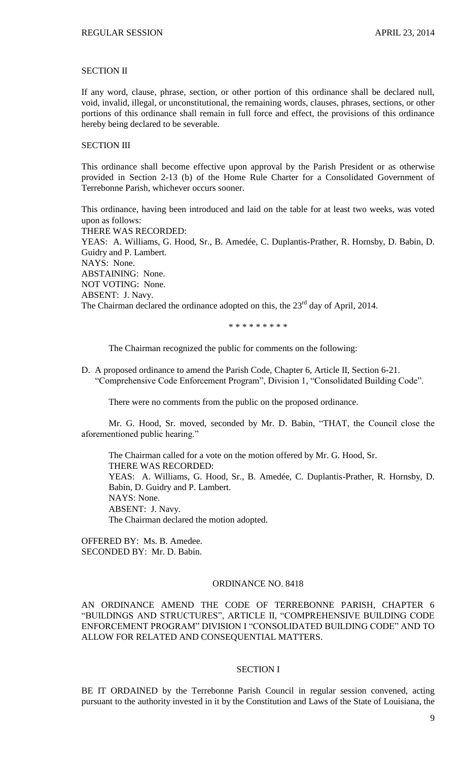SECTION II

If any word, clause, phrase, section, or other portion of this ordinance shall be declared null, void, invalid, illegal, or unconstitutional, the remaining words, clauses, phrases, sections, or other portions of this ordinance shall remain in full force and effect, the provisions of this ordinance hereby being declared to be severable.

SECTION III

This ordinance shall become effective upon approval by the Parish President or as otherwise provided in Section 2-13 (b) of the Home Rule Charter for a Consolidated Government of Terrebonne Parish, whichever occurs sooner.

This ordinance, having been introduced and laid on the table for at least two weeks, was voted upon as follows:
THERE WAS RECORDED:
YEAS: A. Williams, G. Hood, Sr., B. Amedée, C. Duplantis-Prather, R. Hornsby, D. Babin, D. Guidry and P. Lambert.
NAYS: None.
ABSTAINING: None.
NOT VOTING: None.
ABSENT: J. Navy.
The Chairman declared the ordinance adopted on this, the 23rd day of April, 2014.

\* \* \* \* \* \* \* \* \*

The Chairman recognized the public for comments on the following:

D. A proposed ordinance to amend the Parish Code, Chapter 6, Article II, Section 6-21. "Comprehensive Code Enforcement Program", Division 1, "Consolidated Building Code".

There were no comments from the public on the proposed ordinance.

Mr. G. Hood, Sr. moved, seconded by Mr. D. Babin, "THAT, the Council close the aforementioned public hearing."

The Chairman called for a vote on the motion offered by Mr. G. Hood, Sr.
THERE WAS RECORDED:
YEAS: A. Williams, G. Hood, Sr., B. Amedée, C. Duplantis-Prather, R. Hornsby, D. Babin, D. Guidry and P. Lambert.
NAYS: None.
ABSENT: J. Navy.
The Chairman declared the motion adopted.

OFFERED BY: Ms. B. Amedee.
SECONDED BY: Mr. D. Babin.

ORDINANCE NO. 8418

AN ORDINANCE AMEND THE CODE OF TERREBONNE PARISH, CHAPTER 6 "BUILDINGS AND STRUCTURES", ARTICLE II, "COMPREHENSIVE BUILDING CODE ENFORCEMENT PROGRAM" DIVISION I "CONSOLIDATED BUILDING CODE" AND TO ALLOW FOR RELATED AND CONSEQUENTIAL MATTERS.

SECTION I

BE IT ORDAINED by the Terrebonne Parish Council in regular session convened, acting pursuant to the authority invested in it by the Constitution and Laws of the State of Louisiana, the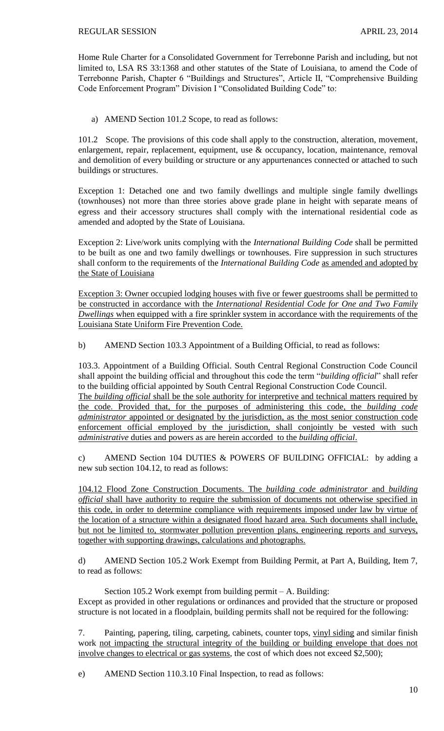Home Rule Charter for a Consolidated Government for Terrebonne Parish and including, but not limited to, LSA RS 33:1368 and other statutes of the State of Louisiana, to amend the Code of Terrebonne Parish, Chapter 6 "Buildings and Structures", Article II, "Comprehensive Building Code Enforcement Program" Division I "Consolidated Building Code" to:

a) AMEND Section 101.2 Scope, to read as follows:

101.2 Scope. The provisions of this code shall apply to the construction, alteration, movement, enlargement, repair, replacement, equipment, use & occupancy, location, maintenance, removal and demolition of every building or structure or any appurtenances connected or attached to such buildings or structures.

Exception 1: Detached one and two family dwellings and multiple single family dwellings (townhouses) not more than three stories above grade plane in height with separate means of egress and their accessory structures shall comply with the international residential code as amended and adopted by the State of Louisiana.

Exception 2: Live/work units complying with the *International Building Code* shall be permitted to be built as one and two family dwellings or townhouses. Fire suppression in such structures shall conform to the requirements of the *International Building Code* <u>as amended and adopted by the State of Louisiana</u>

<u>Exception 3: Owner occupied lodging houses with five or fewer guestrooms shall be permitted to be constructed in accordance with the *International Residential Code for One and Two Family Dwellings* when equipped with a fire sprinkler system in accordance with the requirements of the Louisiana State Uniform Fire Prevention Code.</u>

b) AMEND Section 103.3 Appointment of a Building Official, to read as follows:

103.3. Appointment of a Building Official. South Central Regional Construction Code Council shall appoint the building official and throughout this code the term "*building official*" shall refer to the building official appointed by South Central Regional Construction Code Council.
<u>The *building official* shall be the sole authority for interpretive and technical matters required by the code. Provided that, for the purposes of administering this code, the *building code administrator* appointed or designated by the jurisdiction, as the most senior construction code enforcement official employed by the jurisdiction, shall conjointly be vested with such *administrative* duties and powers as are herein accorded to the *building official*.</u>

c) AMEND Section 104 DUTIES & POWERS OF BUILDING OFFICIAL: by adding a new sub section 104.12, to read as follows:

<u>104.12 Flood Zone Construction Documents. The *building code administrator* and *building official* shall have authority to require the submission of documents not otherwise specified in this code, in order to determine compliance with requirements imposed under law by virtue of the location of a structure within a designated flood hazard area. Such documents shall include, but not be limited to, stormwater pollution prevention plans, engineering reports and surveys, together with supporting drawings, calculations and photographs.</u>

d) AMEND Section 105.2 Work Exempt from Building Permit, at Part A, Building, Item 7, to read as follows:

Section 105.2 Work exempt from building permit – A. Building:
Except as provided in other regulations or ordinances and provided that the structure or proposed structure is not located in a floodplain, building permits shall not be required for the following:

7. Painting, papering, tiling, carpeting, cabinets, counter tops, <u>vinyl siding</u> and similar finish work <u>not impacting the structural integrity of the building or building envelope that does not involve changes to electrical or gas systems</u>, the cost of which does not exceed $2,500);

e) AMEND Section 110.3.10 Final Inspection, to read as follows: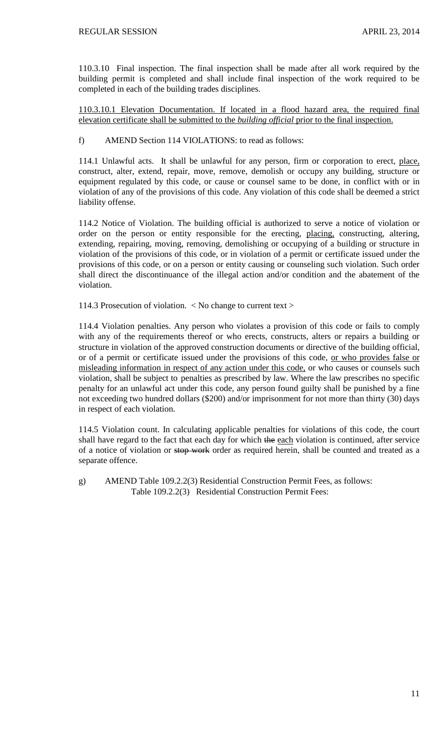110.3.10 Final inspection. The final inspection shall be made after all work required by the building permit is completed and shall include final inspection of the work required to be completed in each of the building trades disciplines.

<u>110.3.10.1 Elevation Documentation. If located in a flood hazard area, the required final elevation certificate shall be submitted to the *building official* prior to the final inspection.</u>

f) AMEND Section 114 VIOLATIONS: to read as follows:

114.1 Unlawful acts. It shall be unlawful for any person, firm or corporation to erect, <u>place,</u> construct, alter, extend, repair, move, remove, demolish or occupy any building, structure or equipment regulated by this code, or cause or counsel same to be done, in conflict with or in violation of any of the provisions of this code. Any violation of this code shall be deemed a strict liability offense.

114.2 Notice of Violation. The building official is authorized to serve a notice of violation or order on the person or entity responsible for the erecting, <u>placing,</u> constructing, altering, extending, repairing, moving, removing, demolishing or occupying of a building or structure in violation of the provisions of this code, or in violation of a permit or certificate issued under the provisions of this code, or on a person or entity causing or counseling such violation. Such order shall direct the discontinuance of the illegal action and/or condition and the abatement of the violation.

114.3 Prosecution of violation. < No change to current text >

114.4 Violation penalties. Any person who violates a provision of this code or fails to comply with any of the requirements thereof or who erects, constructs, alters or repairs a building or structure in violation of the approved construction documents or directive of the building official, or of a permit or certificate issued under the provisions of this code, <u>or who provides false or misleading information in respect of any action under this code,</u> or who causes or counsels such violation, shall be subject to penalties as prescribed by law. Where the law prescribes no specific penalty for an unlawful act under this code, any person found guilty shall be punished by a fine not exceeding two hundred dollars ($200) and/or imprisonment for not more than thirty (30) days in respect of each violation.

114.5 Violation count. In calculating applicable penalties for violations of this code, the court shall have regard to the fact that each day for which ~~the~~ <u>each</u> violation is continued, after service of a notice of violation or ~~stop work~~ order as required herein, shall be counted and treated as a separate offence.

g) AMEND Table 109.2.2(3) Residential Construction Permit Fees, as follows:
Table 109.2.2(3) Residential Construction Permit Fees: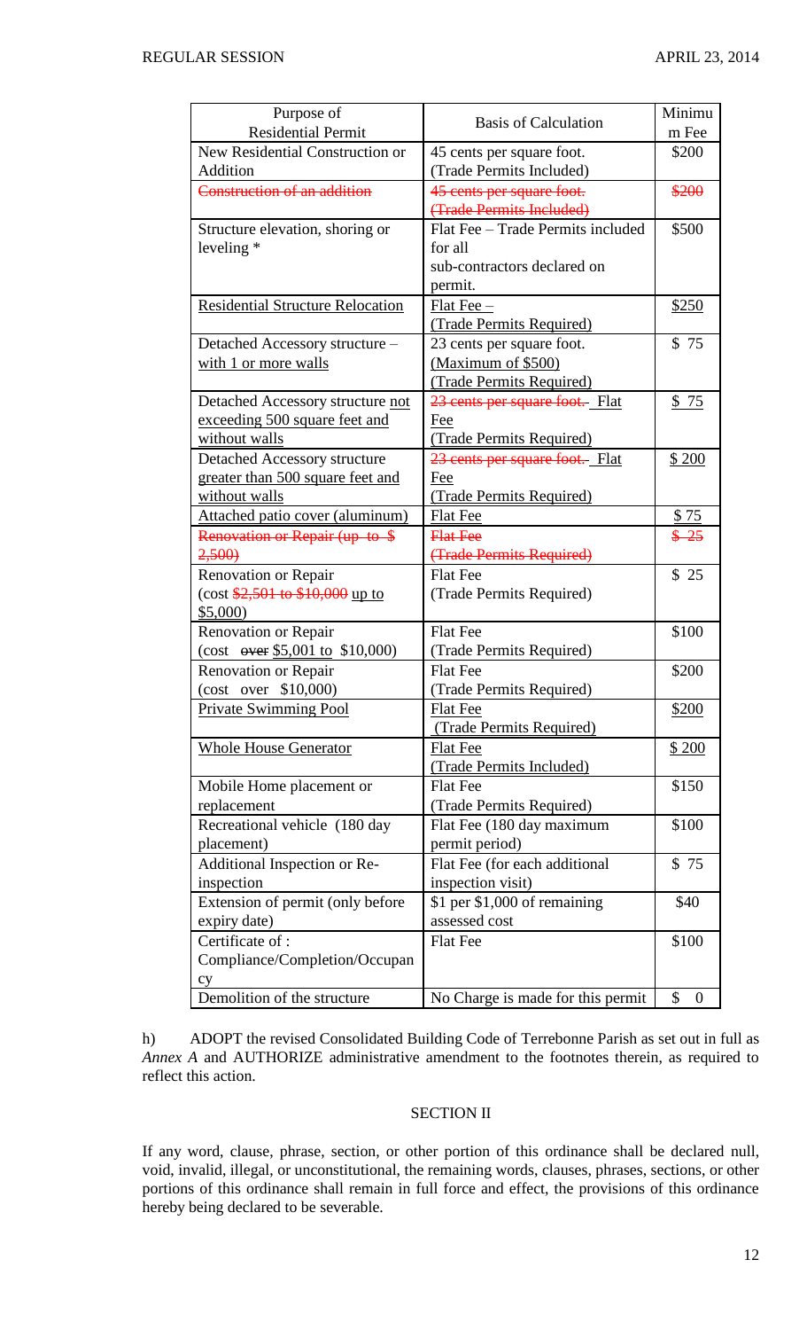| Purpose of Residential Permit | Basis of Calculation | Minimum Fee |
|---|---|---|
| New Residential Construction or Addition | 45 cents per square foot. (Trade Permits Included) | \$200 |
| ~~Construction of an addition~~ | ~~45 cents per square foot. (Trade Permits Included)~~ | ~~\$200~~ |
| Structure elevation, shoring or leveling * | Flat Fee – Trade Permits included for all sub-contractors declared on permit. | \$500 |
| Residential Structure Relocation | Flat Fee – (Trade Permits Required) | \$250 |
| Detached Accessory structure – with 1 or more walls | 23 cents per square foot. (Maximum of \$500) (Trade Permits Required) | \$ 75 |
| Detached Accessory structure not exceeding 500 square feet and without walls | ~~23 cents per square foot.~~ Flat Fee (Trade Permits Required) | \$ 75 |
| Detached Accessory structure greater than 500 square feet and without walls | ~~23 cents per square foot.~~ Flat Fee (Trade Permits Required) | \$ 200 |
| Attached patio cover (aluminum) | Flat Fee | \$ 75 |
| ~~Renovation or Repair (up to \$ 2,500)~~ | ~~Flat Fee (Trade Permits Required)~~ | ~~\$ 25~~ |
| Renovation or Repair (cost ~~\$2,501 to \$10,000~~ up to \$5,000) | Flat Fee (Trade Permits Required) | \$ 25 |
| Renovation or Repair (cost ~~over~~ \$5,001 to \$10,000) | Flat Fee (Trade Permits Required) | \$100 |
| Renovation or Repair (cost over \$10,000) | Flat Fee (Trade Permits Required) | \$200 |
| Private Swimming Pool | Flat Fee (Trade Permits Required) | \$200 |
| Whole House Generator | Flat Fee (Trade Permits Included) | \$ 200 |
| Mobile Home placement or replacement | Flat Fee (Trade Permits Required) | \$150 |
| Recreational vehicle (180 day placement) | Flat Fee (180 day maximum permit period) | \$100 |
| Additional Inspection or Re-inspection | Flat Fee (for each additional inspection visit) | \$ 75 |
| Extension of permit (only before expiry date) | \$1 per \$1,000 of remaining assessed cost | \$40 |
| Certificate of : Compliance/Completion/Occupancy | Flat Fee | \$100 |
| Demolition of the structure | No Charge is made for this permit | \$ 0 |

h) ADOPT the revised Consolidated Building Code of Terrebonne Parish as set out in full as *Annex A* and AUTHORIZE administrative amendment to the footnotes therein, as required to reflect this action.

SECTION II

If any word, clause, phrase, section, or other portion of this ordinance shall be declared null, void, invalid, illegal, or unconstitutional, the remaining words, clauses, phrases, sections, or other portions of this ordinance shall remain in full force and effect, the provisions of this ordinance hereby being declared to be severable.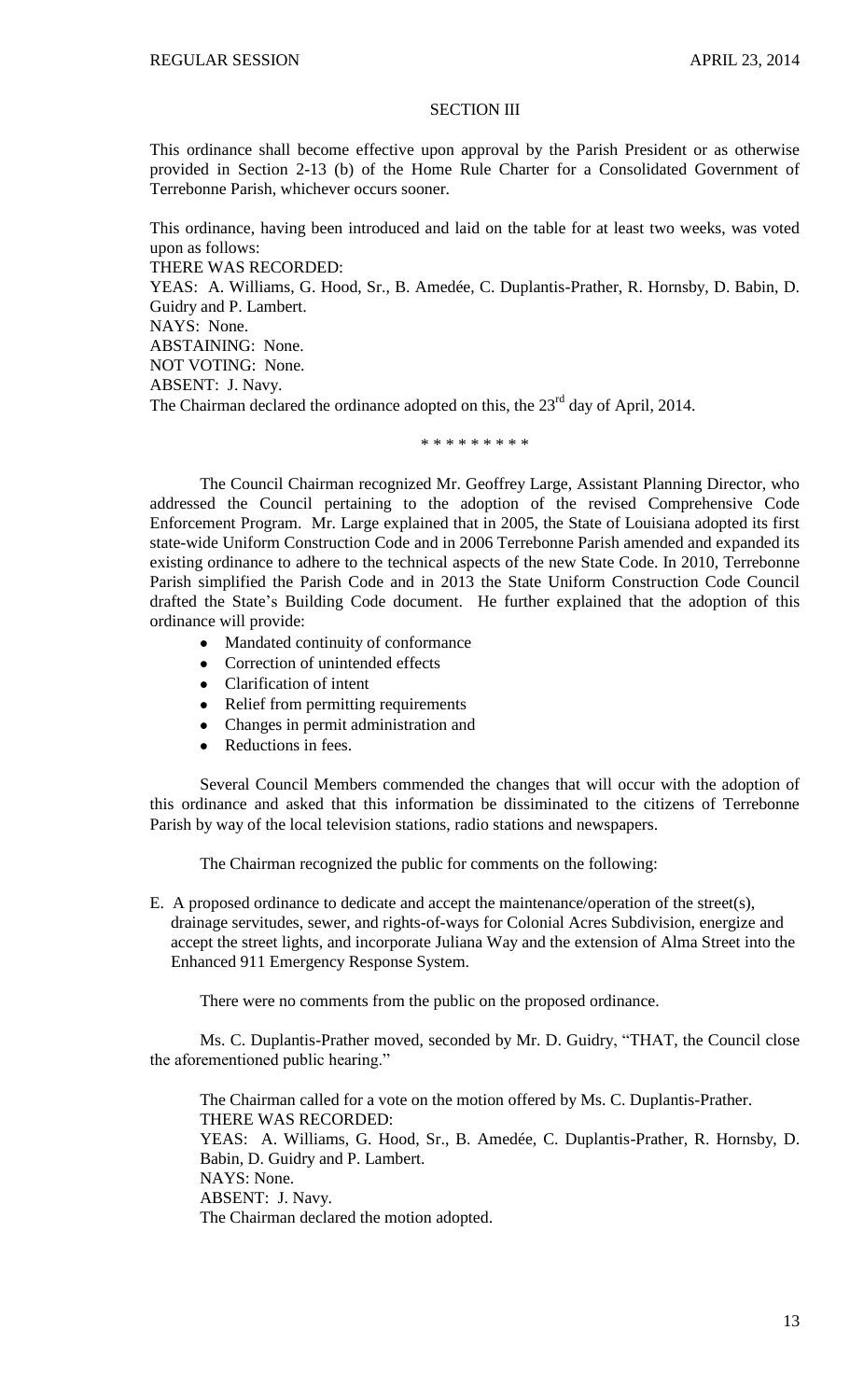## SECTION III

This ordinance shall become effective upon approval by the Parish President or as otherwise provided in Section 2-13 (b) of the Home Rule Charter for a Consolidated Government of Terrebonne Parish, whichever occurs sooner.

This ordinance, having been introduced and laid on the table for at least two weeks, was voted upon as follows:

THERE WAS RECORDED:

YEAS: A. Williams, G. Hood, Sr., B. Amedée, C. Duplantis-Prather, R. Hornsby, D. Babin, D. Guidry and P. Lambert.

NAYS: None.

ABSTAINING: None.

NOT VOTING: None.

ABSENT: J. Navy.

The Chairman declared the ordinance adopted on this, the 23rd day of April, 2014.

\* \* \* \* \* \* \* \* \*

The Council Chairman recognized Mr. Geoffrey Large, Assistant Planning Director, who addressed the Council pertaining to the adoption of the revised Comprehensive Code Enforcement Program. Mr. Large explained that in 2005, the State of Louisiana adopted its first state-wide Uniform Construction Code and in 2006 Terrebonne Parish amended and expanded its existing ordinance to adhere to the technical aspects of the new State Code. In 2010, Terrebonne Parish simplified the Parish Code and in 2013 the State Uniform Construction Code Council drafted the State's Building Code document. He further explained that the adoption of this ordinance will provide:

- Mandated continuity of conformance
- Correction of unintended effects
- Clarification of intent
- Relief from permitting requirements
- Changes in permit administration and
- Reductions in fees.

Several Council Members commended the changes that will occur with the adoption of this ordinance and asked that this information be disseminated to the citizens of Terrebonne Parish by way of the local television stations, radio stations and newspapers.

The Chairman recognized the public for comments on the following:

E. A proposed ordinance to dedicate and accept the maintenance/operation of the street(s), drainage servitudes, sewer, and rights-of-ways for Colonial Acres Subdivision, energize and accept the street lights, and incorporate Juliana Way and the extension of Alma Street into the Enhanced 911 Emergency Response System.

There were no comments from the public on the proposed ordinance.

Ms. C. Duplantis-Prather moved, seconded by Mr. D. Guidry, "THAT, the Council close the aforementioned public hearing."

The Chairman called for a vote on the motion offered by Ms. C. Duplantis-Prather.

THERE WAS RECORDED:

YEAS: A. Williams, G. Hood, Sr., B. Amedée, C. Duplantis-Prather, R. Hornsby, D. Babin, D. Guidry and P. Lambert.

NAYS: None.

ABSENT: J. Navy.

The Chairman declared the motion adopted.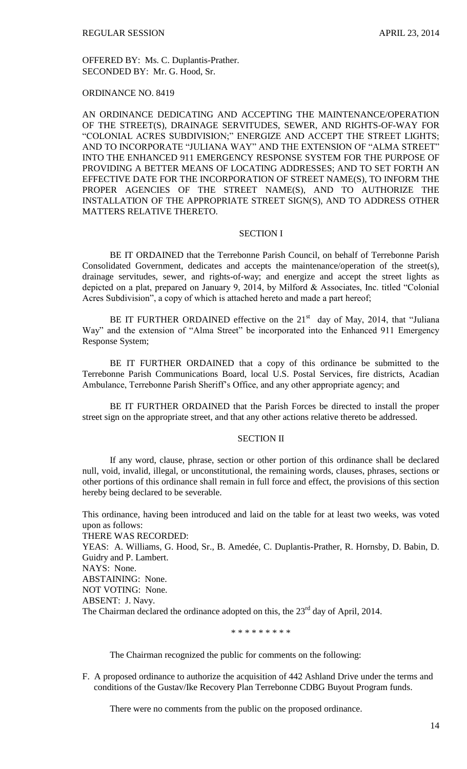OFFERED BY: Ms. C. Duplantis-Prather.
SECONDED BY: Mr. G. Hood, Sr.

ORDINANCE NO. 8419

AN ORDINANCE DEDICATING AND ACCEPTING THE MAINTENANCE/OPERATION OF THE STREET(S), DRAINAGE SERVITUDES, SEWER, AND RIGHTS-OF-WAY FOR "COLONIAL ACRES SUBDIVISION;" ENERGIZE AND ACCEPT THE STREET LIGHTS; AND TO INCORPORATE "JULIANA WAY" AND THE EXTENSION OF "ALMA STREET" INTO THE ENHANCED 911 EMERGENCY RESPONSE SYSTEM FOR THE PURPOSE OF PROVIDING A BETTER MEANS OF LOCATING ADDRESSES; AND TO SET FORTH AN EFFECTIVE DATE FOR THE INCORPORATION OF STREET NAME(S), TO INFORM THE PROPER AGENCIES OF THE STREET NAME(S), AND TO AUTHORIZE THE INSTALLATION OF THE APPROPRIATE STREET SIGN(S), AND TO ADDRESS OTHER MATTERS RELATIVE THERETO.

SECTION I

BE IT ORDAINED that the Terrebonne Parish Council, on behalf of Terrebonne Parish Consolidated Government, dedicates and accepts the maintenance/operation of the street(s), drainage servitudes, sewer, and rights-of-way; and energize and accept the street lights as depicted on a plat, prepared on January 9, 2014, by Milford & Associates, Inc. titled "Colonial Acres Subdivision", a copy of which is attached hereto and made a part hereof;

BE IT FURTHER ORDAINED effective on the 21st day of May, 2014, that "Juliana Way" and the extension of "Alma Street" be incorporated into the Enhanced 911 Emergency Response System;

BE IT FURTHER ORDAINED that a copy of this ordinance be submitted to the Terrebonne Parish Communications Board, local U.S. Postal Services, fire districts, Acadian Ambulance, Terrebonne Parish Sheriff's Office, and any other appropriate agency; and

BE IT FURTHER ORDAINED that the Parish Forces be directed to install the proper street sign on the appropriate street, and that any other actions relative thereto be addressed.

SECTION II

If any word, clause, phrase, section or other portion of this ordinance shall be declared null, void, invalid, illegal, or unconstitutional, the remaining words, clauses, phrases, sections or other portions of this ordinance shall remain in full force and effect, the provisions of this section hereby being declared to be severable.

This ordinance, having been introduced and laid on the table for at least two weeks, was voted upon as follows:
THERE WAS RECORDED:
YEAS: A. Williams, G. Hood, Sr., B. Amedée, C. Duplantis-Prather, R. Hornsby, D. Babin, D. Guidry and P. Lambert.
NAYS: None.
ABSTAINING: None.
NOT VOTING: None.
ABSENT: J. Navy.
The Chairman declared the ordinance adopted on this, the 23rd day of April, 2014.

\* \* \* \* \* \* \* \* \*

The Chairman recognized the public for comments on the following:

F. A proposed ordinance to authorize the acquisition of 442 Ashland Drive under the terms and conditions of the Gustav/Ike Recovery Plan Terrebonne CDBG Buyout Program funds.

There were no comments from the public on the proposed ordinance.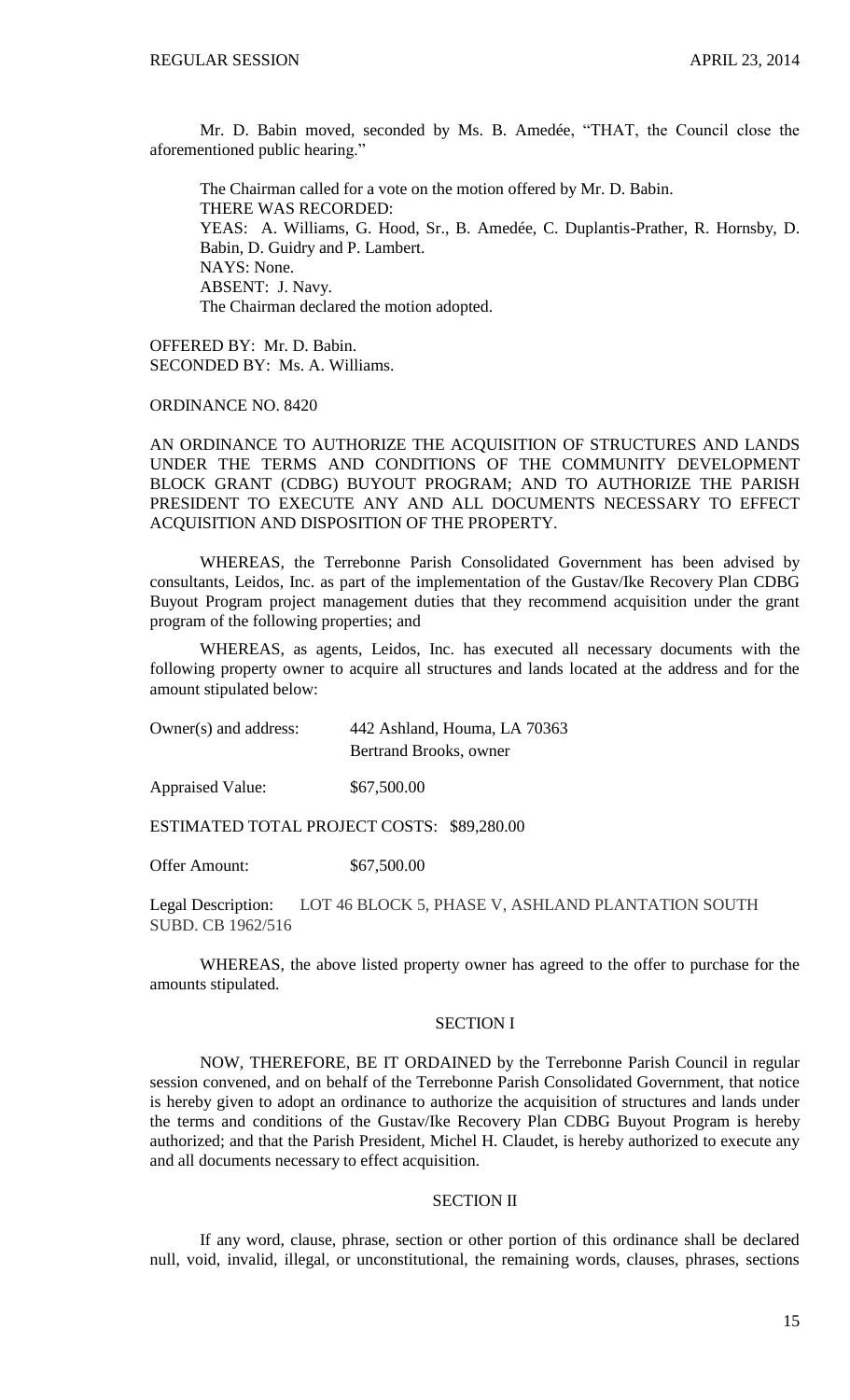Mr. D. Babin moved, seconded by Ms. B. Amedée, "THAT, the Council close the aforementioned public hearing."

The Chairman called for a vote on the motion offered by Mr. D. Babin.
THERE WAS RECORDED:
YEAS: A. Williams, G. Hood, Sr., B. Amedée, C. Duplantis-Prather, R. Hornsby, D. Babin, D. Guidry and P. Lambert.
NAYS: None.
ABSENT: J. Navy.
The Chairman declared the motion adopted.

OFFERED BY: Mr. D. Babin.
SECONDED BY: Ms. A. Williams.

ORDINANCE NO. 8420

AN ORDINANCE TO AUTHORIZE THE ACQUISITION OF STRUCTURES AND LANDS UNDER THE TERMS AND CONDITIONS OF THE COMMUNITY DEVELOPMENT BLOCK GRANT (CDBG) BUYOUT PROGRAM; AND TO AUTHORIZE THE PARISH PRESIDENT TO EXECUTE ANY AND ALL DOCUMENTS NECESSARY TO EFFECT ACQUISITION AND DISPOSITION OF THE PROPERTY.

WHEREAS, the Terrebonne Parish Consolidated Government has been advised by consultants, Leidos, Inc. as part of the implementation of the Gustav/Ike Recovery Plan CDBG Buyout Program project management duties that they recommend acquisition under the grant program of the following properties; and

WHEREAS, as agents, Leidos, Inc. has executed all necessary documents with the following property owner to acquire all structures and lands located at the address and for the amount stipulated below:

Owner(s) and address: 442 Ashland, Houma, LA 70363
Bertrand Brooks, owner

Appraised Value: $67,500.00

ESTIMATED TOTAL PROJECT COSTS: $89,280.00

Offer Amount: $67,500.00

Legal Description: LOT 46 BLOCK 5, PHASE V, ASHLAND PLANTATION SOUTH SUBD. CB 1962/516

WHEREAS, the above listed property owner has agreed to the offer to purchase for the amounts stipulated.

SECTION I

NOW, THEREFORE, BE IT ORDAINED by the Terrebonne Parish Council in regular session convened, and on behalf of the Terrebonne Parish Consolidated Government, that notice is hereby given to adopt an ordinance to authorize the acquisition of structures and lands under the terms and conditions of the Gustav/Ike Recovery Plan CDBG Buyout Program is hereby authorized; and that the Parish President, Michel H. Claudet, is hereby authorized to execute any and all documents necessary to effect acquisition.

SECTION II

If any word, clause, phrase, section or other portion of this ordinance shall be declared null, void, invalid, illegal, or unconstitutional, the remaining words, clauses, phrases, sections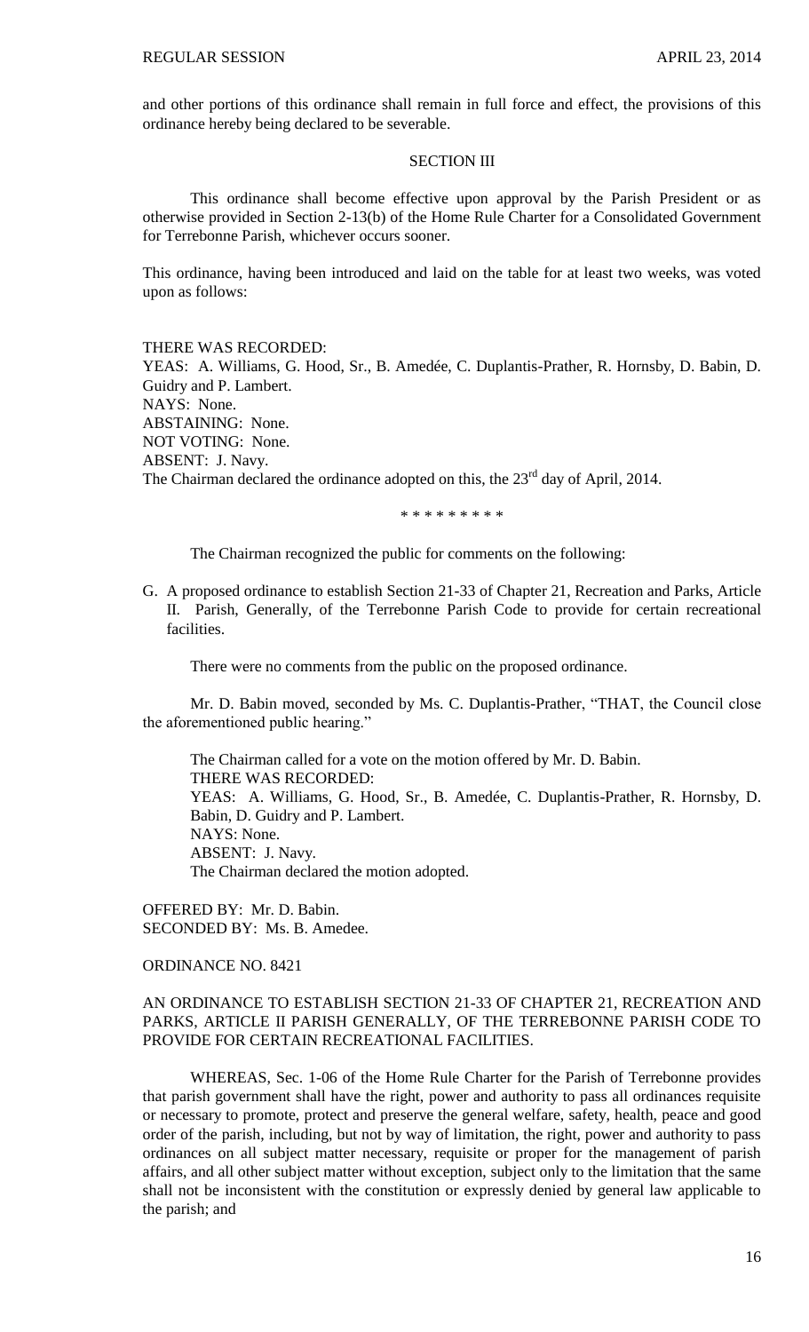and other portions of this ordinance shall remain in full force and effect, the provisions of this ordinance hereby being declared to be severable.

SECTION III

This ordinance shall become effective upon approval by the Parish President or as otherwise provided in Section 2-13(b) of the Home Rule Charter for a Consolidated Government for Terrebonne Parish, whichever occurs sooner.

This ordinance, having been introduced and laid on the table for at least two weeks, was voted upon as follows:

THERE WAS RECORDED:
YEAS: A. Williams, G. Hood, Sr., B. Amedée, C. Duplantis-Prather, R. Hornsby, D. Babin, D. Guidry and P. Lambert.
NAYS: None.
ABSTAINING: None.
NOT VOTING: None.
ABSENT: J. Navy.
The Chairman declared the ordinance adopted on this, the 23rd day of April, 2014.

* * * * * * * * *

The Chairman recognized the public for comments on the following:

G. A proposed ordinance to establish Section 21-33 of Chapter 21, Recreation and Parks, Article II. Parish, Generally, of the Terrebonne Parish Code to provide for certain recreational facilities.

There were no comments from the public on the proposed ordinance.

Mr. D. Babin moved, seconded by Ms. C. Duplantis-Prather, "THAT, the Council close the aforementioned public hearing."

The Chairman called for a vote on the motion offered by Mr. D. Babin.
THERE WAS RECORDED:
YEAS: A. Williams, G. Hood, Sr., B. Amedée, C. Duplantis-Prather, R. Hornsby, D. Babin, D. Guidry and P. Lambert.
NAYS: None.
ABSENT: J. Navy.
The Chairman declared the motion adopted.

OFFERED BY: Mr. D. Babin.
SECONDED BY: Ms. B. Amedee.

ORDINANCE NO. 8421

AN ORDINANCE TO ESTABLISH SECTION 21-33 OF CHAPTER 21, RECREATION AND PARKS, ARTICLE II PARISH GENERALLY, OF THE TERREBONNE PARISH CODE TO PROVIDE FOR CERTAIN RECREATIONAL FACILITIES.

WHEREAS, Sec. 1-06 of the Home Rule Charter for the Parish of Terrebonne provides that parish government shall have the right, power and authority to pass all ordinances requisite or necessary to promote, protect and preserve the general welfare, safety, health, peace and good order of the parish, including, but not by way of limitation, the right, power and authority to pass ordinances on all subject matter necessary, requisite or proper for the management of parish affairs, and all other subject matter without exception, subject only to the limitation that the same shall not be inconsistent with the constitution or expressly denied by general law applicable to the parish; and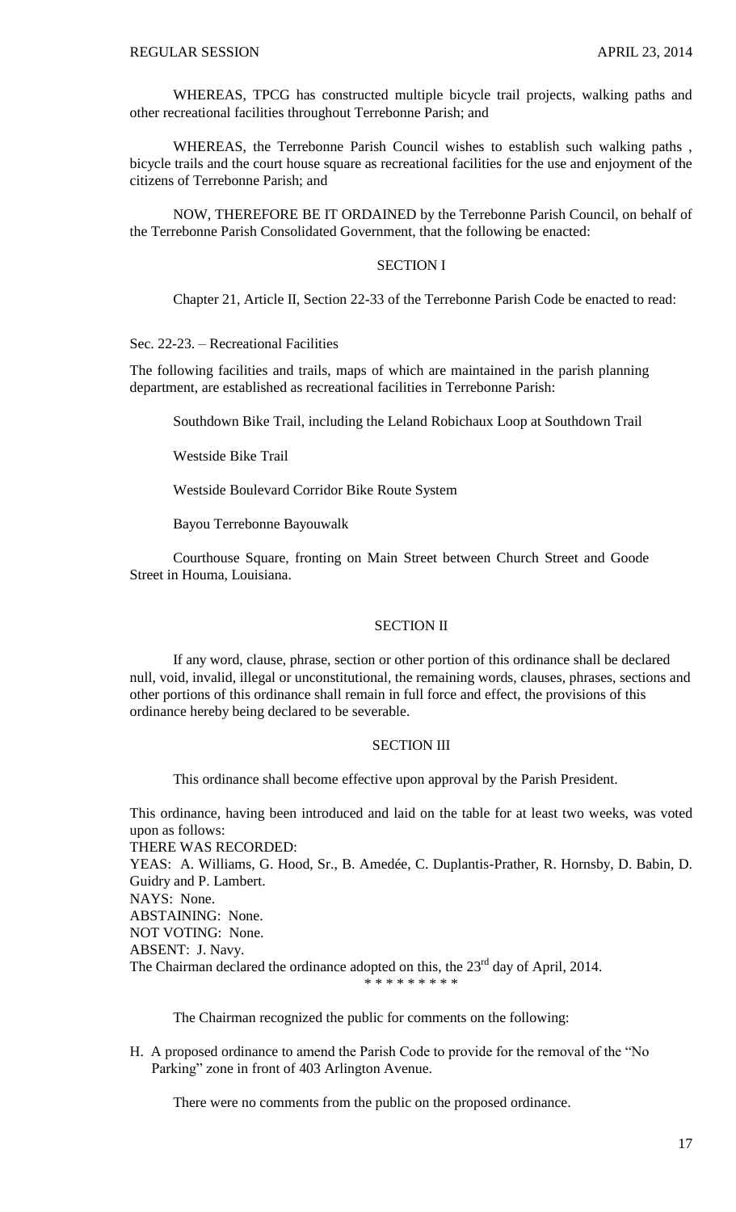WHEREAS, TPCG has constructed multiple bicycle trail projects, walking paths and other recreational facilities throughout Terrebonne Parish; and

WHEREAS, the Terrebonne Parish Council wishes to establish such walking paths , bicycle trails and the court house square as recreational facilities for the use and enjoyment of the citizens of Terrebonne Parish; and

NOW, THEREFORE BE IT ORDAINED by the Terrebonne Parish Council, on behalf of the Terrebonne Parish Consolidated Government, that the following be enacted:

SECTION I

Chapter 21, Article II, Section 22-33 of the Terrebonne Parish Code be enacted to read:

Sec. 22-23. – Recreational Facilities

The following facilities and trails, maps of which are maintained in the parish planning department, are established as recreational facilities in Terrebonne Parish:

Southdown Bike Trail, including the Leland Robichaux Loop at Southdown Trail

Westside Bike Trail

Westside Boulevard Corridor Bike Route System

Bayou Terrebonne Bayouwalk

Courthouse Square, fronting on Main Street between Church Street and Goode Street in Houma, Louisiana.

SECTION II

If any word, clause, phrase, section or other portion of this ordinance shall be declared null, void, invalid, illegal or unconstitutional, the remaining words, clauses, phrases, sections and other portions of this ordinance shall remain in full force and effect, the provisions of this ordinance hereby being declared to be severable.

SECTION III

This ordinance shall become effective upon approval by the Parish President.

This ordinance, having been introduced and laid on the table for at least two weeks, was voted upon as follows:
THERE WAS RECORDED:
YEAS: A. Williams, G. Hood, Sr., B. Amedée, C. Duplantis-Prather, R. Hornsby, D. Babin, D. Guidry and P. Lambert.
NAYS: None.
ABSTAINING: None.
NOT VOTING: None.
ABSENT: J. Navy.
The Chairman declared the ordinance adopted on this, the 23rd day of April, 2014.

\* \* \* \* \* \* \* \* \*

The Chairman recognized the public for comments on the following:

H. A proposed ordinance to amend the Parish Code to provide for the removal of the "No Parking" zone in front of 403 Arlington Avenue.

There were no comments from the public on the proposed ordinance.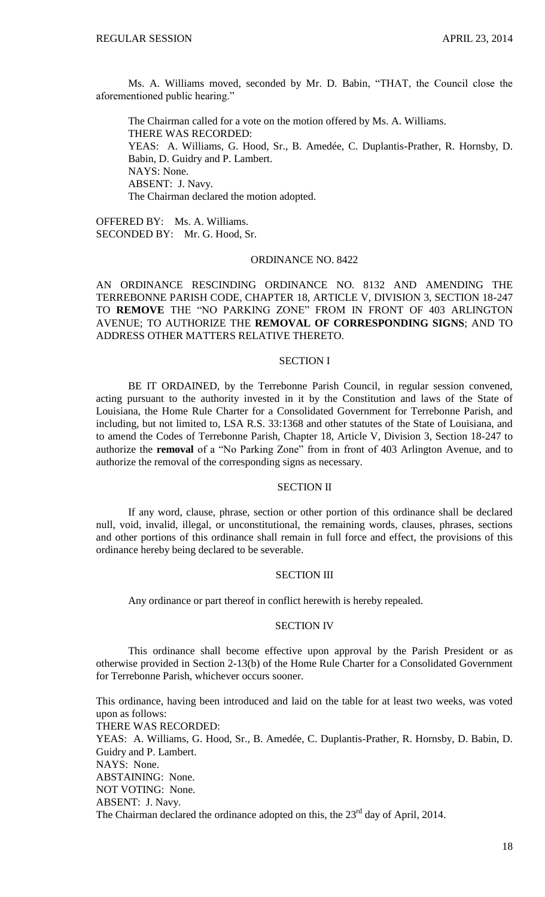Ms. A. Williams moved, seconded by Mr. D. Babin, "THAT, the Council close the aforementioned public hearing."

The Chairman called for a vote on the motion offered by Ms. A. Williams.
THERE WAS RECORDED:
YEAS: A. Williams, G. Hood, Sr., B. Amedée, C. Duplantis-Prather, R. Hornsby, D. Babin, D. Guidry and P. Lambert.
NAYS: None.
ABSENT: J. Navy.
The Chairman declared the motion adopted.

OFFERED BY: Ms. A. Williams.
SECONDED BY: Mr. G. Hood, Sr.

ORDINANCE NO. 8422

AN ORDINANCE RESCINDING ORDINANCE NO. 8132 AND AMENDING THE TERREBONNE PARISH CODE, CHAPTER 18, ARTICLE V, DIVISION 3, SECTION 18-247 TO **REMOVE** THE "NO PARKING ZONE" FROM IN FRONT OF 403 ARLINGTON AVENUE; TO AUTHORIZE THE **REMOVAL OF CORRESPONDING SIGNS**; AND TO ADDRESS OTHER MATTERS RELATIVE THERETO.

SECTION I

BE IT ORDAINED, by the Terrebonne Parish Council, in regular session convened, acting pursuant to the authority invested in it by the Constitution and laws of the State of Louisiana, the Home Rule Charter for a Consolidated Government for Terrebonne Parish, and including, but not limited to, LSA R.S. 33:1368 and other statutes of the State of Louisiana, and to amend the Codes of Terrebonne Parish, Chapter 18, Article V, Division 3, Section 18-247 to authorize the **removal** of a "No Parking Zone" from in front of 403 Arlington Avenue, and to authorize the removal of the corresponding signs as necessary.

SECTION II

If any word, clause, phrase, section or other portion of this ordinance shall be declared null, void, invalid, illegal, or unconstitutional, the remaining words, clauses, phrases, sections and other portions of this ordinance shall remain in full force and effect, the provisions of this ordinance hereby being declared to be severable.

SECTION III

Any ordinance or part thereof in conflict herewith is hereby repealed.

SECTION IV

This ordinance shall become effective upon approval by the Parish President or as otherwise provided in Section 2-13(b) of the Home Rule Charter for a Consolidated Government for Terrebonne Parish, whichever occurs sooner.

This ordinance, having been introduced and laid on the table for at least two weeks, was voted upon as follows:
THERE WAS RECORDED:
YEAS: A. Williams, G. Hood, Sr., B. Amedée, C. Duplantis-Prather, R. Hornsby, D. Babin, D. Guidry and P. Lambert.
NAYS: None.
ABSTAINING: None.
NOT VOTING: None.
ABSENT: J. Navy.
The Chairman declared the ordinance adopted on this, the 23rd day of April, 2014.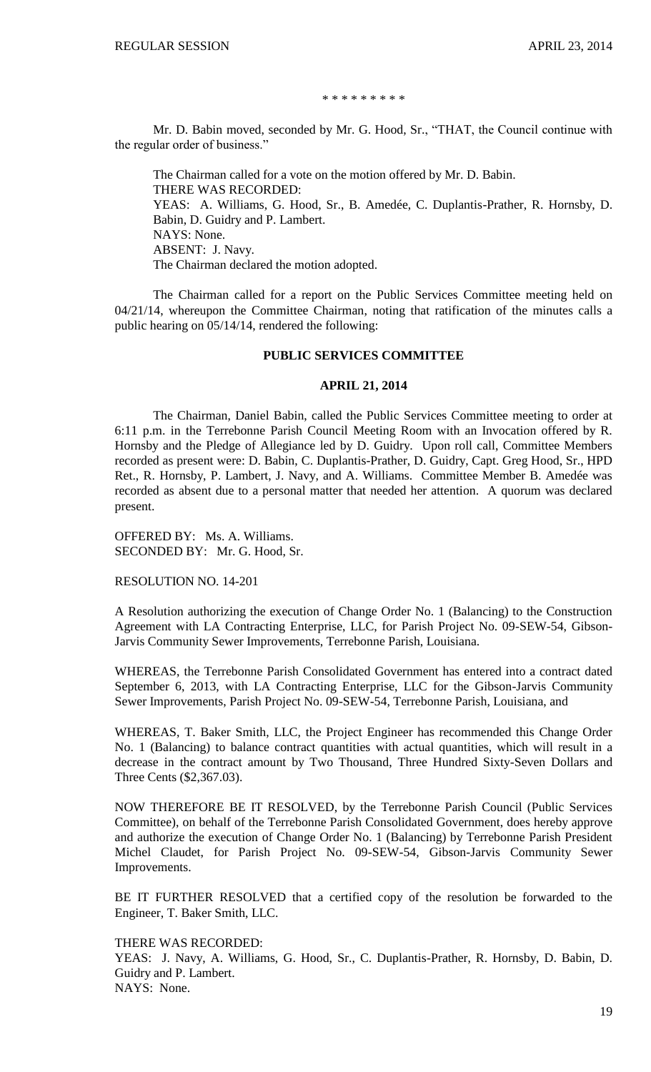\* \* \* \* \* \* \* \* \*

Mr. D. Babin moved, seconded by Mr. G. Hood, Sr., "THAT, the Council continue with the regular order of business."

The Chairman called for a vote on the motion offered by Mr. D. Babin.
THERE WAS RECORDED:
YEAS: A. Williams, G. Hood, Sr., B. Amedée, C. Duplantis-Prather, R. Hornsby, D. Babin, D. Guidry and P. Lambert.
NAYS: None.
ABSENT: J. Navy.
The Chairman declared the motion adopted.

The Chairman called for a report on the Public Services Committee meeting held on 04/21/14, whereupon the Committee Chairman, noting that ratification of the minutes calls a public hearing on 05/14/14, rendered the following:

**PUBLIC SERVICES COMMITTEE**

**APRIL 21, 2014**

The Chairman, Daniel Babin, called the Public Services Committee meeting to order at 6:11 p.m. in the Terrebonne Parish Council Meeting Room with an Invocation offered by R. Hornsby and the Pledge of Allegiance led by D. Guidry. Upon roll call, Committee Members recorded as present were: D. Babin, C. Duplantis-Prather, D. Guidry, Capt. Greg Hood, Sr., HPD Ret., R. Hornsby, P. Lambert, J. Navy, and A. Williams. Committee Member B. Amedée was recorded as absent due to a personal matter that needed her attention. A quorum was declared present.

OFFERED BY: Ms. A. Williams.
SECONDED BY: Mr. G. Hood, Sr.

RESOLUTION NO. 14-201

A Resolution authorizing the execution of Change Order No. 1 (Balancing) to the Construction Agreement with LA Contracting Enterprise, LLC, for Parish Project No. 09-SEW-54, Gibson-Jarvis Community Sewer Improvements, Terrebonne Parish, Louisiana.

WHEREAS, the Terrebonne Parish Consolidated Government has entered into a contract dated September 6, 2013, with LA Contracting Enterprise, LLC for the Gibson-Jarvis Community Sewer Improvements, Parish Project No. 09-SEW-54, Terrebonne Parish, Louisiana, and

WHEREAS, T. Baker Smith, LLC, the Project Engineer has recommended this Change Order No. 1 (Balancing) to balance contract quantities with actual quantities, which will result in a decrease in the contract amount by Two Thousand, Three Hundred Sixty-Seven Dollars and Three Cents ($2,367.03).

NOW THEREFORE BE IT RESOLVED, by the Terrebonne Parish Council (Public Services Committee), on behalf of the Terrebonne Parish Consolidated Government, does hereby approve and authorize the execution of Change Order No. 1 (Balancing) by Terrebonne Parish President Michel Claudet, for Parish Project No. 09-SEW-54, Gibson-Jarvis Community Sewer Improvements.

BE IT FURTHER RESOLVED that a certified copy of the resolution be forwarded to the Engineer, T. Baker Smith, LLC.

THERE WAS RECORDED:
YEAS: J. Navy, A. Williams, G. Hood, Sr., C. Duplantis-Prather, R. Hornsby, D. Babin, D. Guidry and P. Lambert.
NAYS: None.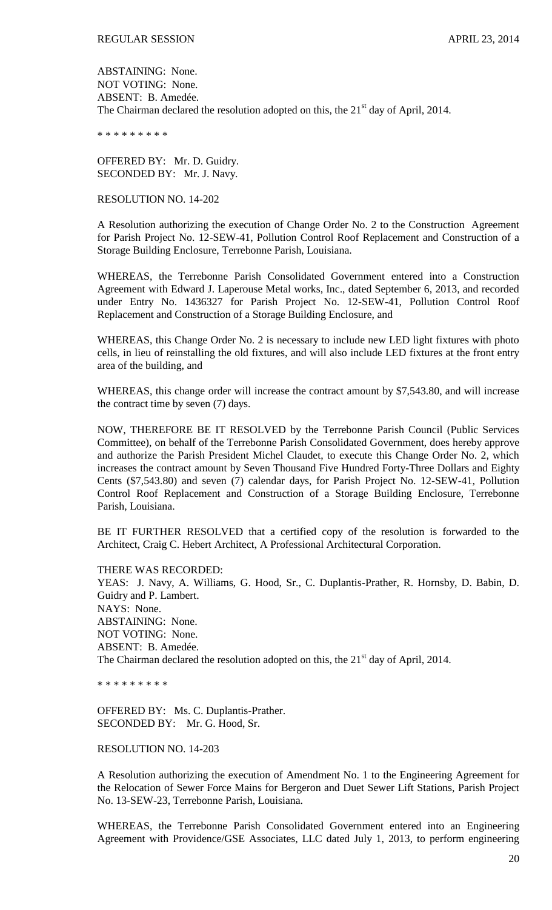ABSTAINING: None.
NOT VOTING: None.
ABSENT: B. Amedée.
The Chairman declared the resolution adopted on this, the 21st day of April, 2014.

\* \* \* \* \* \* \* \* \*

OFFERED BY: Mr. D. Guidry.
SECONDED BY: Mr. J. Navy.

RESOLUTION NO. 14-202

A Resolution authorizing the execution of Change Order No. 2 to the Construction Agreement for Parish Project No. 12-SEW-41, Pollution Control Roof Replacement and Construction of a Storage Building Enclosure, Terrebonne Parish, Louisiana.

WHEREAS, the Terrebonne Parish Consolidated Government entered into a Construction Agreement with Edward J. Laperouse Metal works, Inc., dated September 6, 2013, and recorded under Entry No. 1436327 for Parish Project No. 12-SEW-41, Pollution Control Roof Replacement and Construction of a Storage Building Enclosure, and

WHEREAS, this Change Order No. 2 is necessary to include new LED light fixtures with photo cells, in lieu of reinstalling the old fixtures, and will also include LED fixtures at the front entry area of the building, and

WHEREAS, this change order will increase the contract amount by $7,543.80, and will increase the contract time by seven (7) days.

NOW, THEREFORE BE IT RESOLVED by the Terrebonne Parish Council (Public Services Committee), on behalf of the Terrebonne Parish Consolidated Government, does hereby approve and authorize the Parish President Michel Claudet, to execute this Change Order No. 2, which increases the contract amount by Seven Thousand Five Hundred Forty-Three Dollars and Eighty Cents ($7,543.80) and seven (7) calendar days, for Parish Project No. 12-SEW-41, Pollution Control Roof Replacement and Construction of a Storage Building Enclosure, Terrebonne Parish, Louisiana.

BE IT FURTHER RESOLVED that a certified copy of the resolution is forwarded to the Architect, Craig C. Hebert Architect, A Professional Architectural Corporation.

THERE WAS RECORDED:
YEAS: J. Navy, A. Williams, G. Hood, Sr., C. Duplantis-Prather, R. Hornsby, D. Babin, D. Guidry and P. Lambert.
NAYS: None.
ABSTAINING: None.
NOT VOTING: None.
ABSENT: B. Amedée.
The Chairman declared the resolution adopted on this, the 21st day of April, 2014.

\* \* \* \* \* \* \* \* \*

OFFERED BY: Ms. C. Duplantis-Prather.
SECONDED BY: Mr. G. Hood, Sr.

RESOLUTION NO. 14-203

A Resolution authorizing the execution of Amendment No. 1 to the Engineering Agreement for the Relocation of Sewer Force Mains for Bergeron and Duet Sewer Lift Stations, Parish Project No. 13-SEW-23, Terrebonne Parish, Louisiana.

WHEREAS, the Terrebonne Parish Consolidated Government entered into an Engineering Agreement with Providence/GSE Associates, LLC dated July 1, 2013, to perform engineering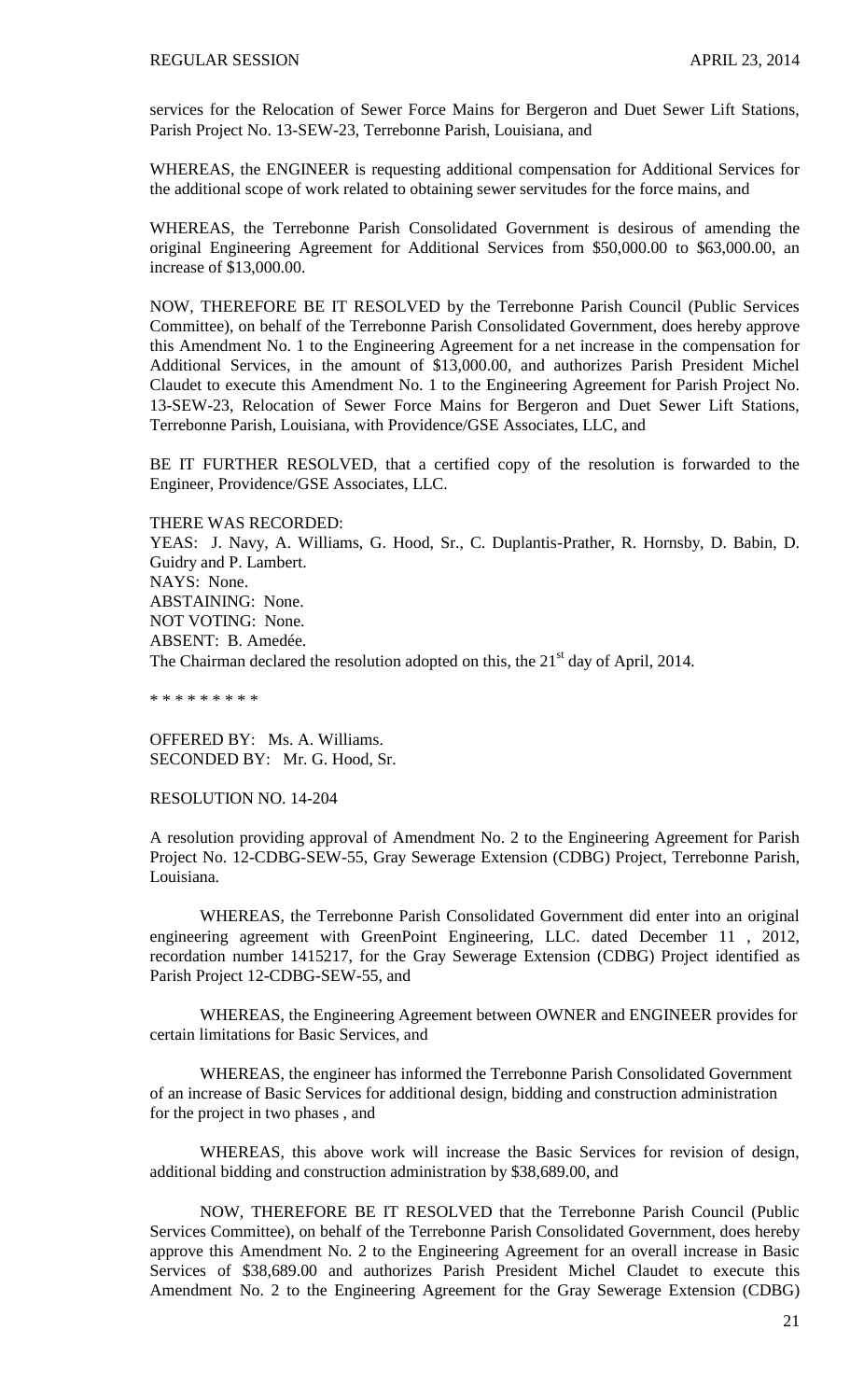services for the Relocation of Sewer Force Mains for Bergeron and Duet Sewer Lift Stations, Parish Project No. 13-SEW-23, Terrebonne Parish, Louisiana, and

WHEREAS, the ENGINEER is requesting additional compensation for Additional Services for the additional scope of work related to obtaining sewer servitudes for the force mains, and

WHEREAS, the Terrebonne Parish Consolidated Government is desirous of amending the original Engineering Agreement for Additional Services from $50,000.00 to $63,000.00, an increase of $13,000.00.

NOW, THEREFORE BE IT RESOLVED by the Terrebonne Parish Council (Public Services Committee), on behalf of the Terrebonne Parish Consolidated Government, does hereby approve this Amendment No. 1 to the Engineering Agreement for a net increase in the compensation for Additional Services, in the amount of $13,000.00, and authorizes Parish President Michel Claudet to execute this Amendment No. 1 to the Engineering Agreement for Parish Project No. 13-SEW-23, Relocation of Sewer Force Mains for Bergeron and Duet Sewer Lift Stations, Terrebonne Parish, Louisiana, with Providence/GSE Associates, LLC, and

BE IT FURTHER RESOLVED, that a certified copy of the resolution is forwarded to the Engineer, Providence/GSE Associates, LLC.

THERE WAS RECORDED:
YEAS: J. Navy, A. Williams, G. Hood, Sr., C. Duplantis-Prather, R. Hornsby, D. Babin, D. Guidry and P. Lambert.
NAYS: None.
ABSTAINING: None.
NOT VOTING: None.
ABSENT: B. Amedée.
The Chairman declared the resolution adopted on this, the 21st day of April, 2014.

* * * * * * * * *

OFFERED BY: Ms. A. Williams.
SECONDED BY: Mr. G. Hood, Sr.

RESOLUTION NO. 14-204

A resolution providing approval of Amendment No. 2 to the Engineering Agreement for Parish Project No. 12-CDBG-SEW-55, Gray Sewerage Extension (CDBG) Project, Terrebonne Parish, Louisiana.

WHEREAS, the Terrebonne Parish Consolidated Government did enter into an original engineering agreement with GreenPoint Engineering, LLC. dated December 11 , 2012, recordation number 1415217, for the Gray Sewerage Extension (CDBG) Project identified as Parish Project 12-CDBG-SEW-55, and

WHEREAS, the Engineering Agreement between OWNER and ENGINEER provides for certain limitations for Basic Services, and

WHEREAS, the engineer has informed the Terrebonne Parish Consolidated Government of an increase of Basic Services for additional design, bidding and construction administration for the project in two phases , and

WHEREAS, this above work will increase the Basic Services for revision of design, additional bidding and construction administration by $38,689.00, and

NOW, THEREFORE BE IT RESOLVED that the Terrebonne Parish Council (Public Services Committee), on behalf of the Terrebonne Parish Consolidated Government, does hereby approve this Amendment No. 2 to the Engineering Agreement for an overall increase in Basic Services of $38,689.00 and authorizes Parish President Michel Claudet to execute this Amendment No. 2 to the Engineering Agreement for the Gray Sewerage Extension (CDBG)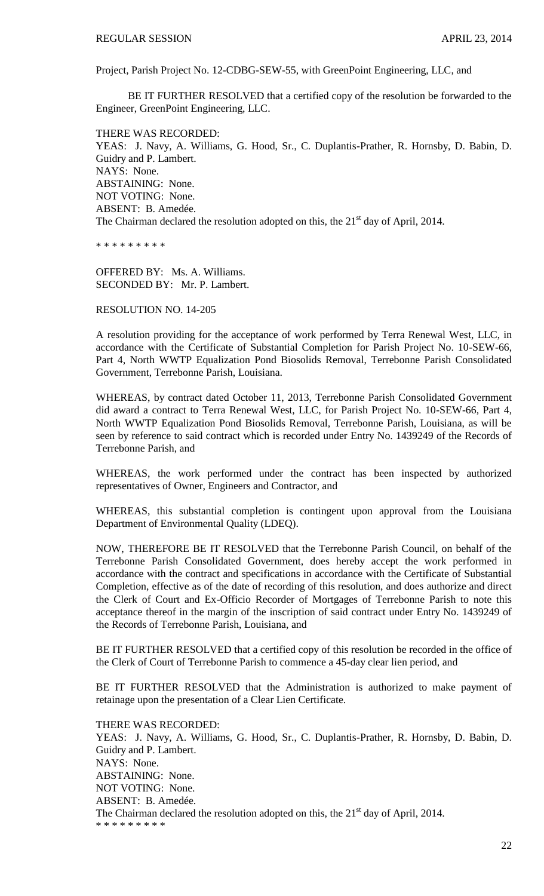Project, Parish Project No. 12-CDBG-SEW-55, with GreenPoint Engineering, LLC, and

BE IT FURTHER RESOLVED that a certified copy of the resolution be forwarded to the Engineer, GreenPoint Engineering, LLC.

THERE WAS RECORDED:
YEAS: J. Navy, A. Williams, G. Hood, Sr., C. Duplantis-Prather, R. Hornsby, D. Babin, D. Guidry and P. Lambert.
NAYS: None.
ABSTAINING: None.
NOT VOTING: None.
ABSENT: B. Amedée.
The Chairman declared the resolution adopted on this, the 21st day of April, 2014.

\* \* \* \* \* \* \* \* \*

OFFERED BY: Ms. A. Williams.
SECONDED BY: Mr. P. Lambert.

RESOLUTION NO. 14-205

A resolution providing for the acceptance of work performed by Terra Renewal West, LLC, in accordance with the Certificate of Substantial Completion for Parish Project No. 10-SEW-66, Part 4, North WWTP Equalization Pond Biosolids Removal, Terrebonne Parish Consolidated Government, Terrebonne Parish, Louisiana.

WHEREAS, by contract dated October 11, 2013, Terrebonne Parish Consolidated Government did award a contract to Terra Renewal West, LLC, for Parish Project No. 10-SEW-66, Part 4, North WWTP Equalization Pond Biosolids Removal, Terrebonne Parish, Louisiana, as will be seen by reference to said contract which is recorded under Entry No. 1439249 of the Records of Terrebonne Parish, and

WHEREAS, the work performed under the contract has been inspected by authorized representatives of Owner, Engineers and Contractor, and

WHEREAS, this substantial completion is contingent upon approval from the Louisiana Department of Environmental Quality (LDEQ).

NOW, THEREFORE BE IT RESOLVED that the Terrebonne Parish Council, on behalf of the Terrebonne Parish Consolidated Government, does hereby accept the work performed in accordance with the contract and specifications in accordance with the Certificate of Substantial Completion, effective as of the date of recording of this resolution, and does authorize and direct the Clerk of Court and Ex-Officio Recorder of Mortgages of Terrebonne Parish to note this acceptance thereof in the margin of the inscription of said contract under Entry No. 1439249 of the Records of Terrebonne Parish, Louisiana, and

BE IT FURTHER RESOLVED that a certified copy of this resolution be recorded in the office of the Clerk of Court of Terrebonne Parish to commence a 45-day clear lien period, and

BE IT FURTHER RESOLVED that the Administration is authorized to make payment of retainage upon the presentation of a Clear Lien Certificate.

THERE WAS RECORDED:
YEAS: J. Navy, A. Williams, G. Hood, Sr., C. Duplantis-Prather, R. Hornsby, D. Babin, D. Guidry and P. Lambert.
NAYS: None.
ABSTAINING: None.
NOT VOTING: None.
ABSENT: B. Amedée.
The Chairman declared the resolution adopted on this, the 21st day of April, 2014.

\* \* \* \* \* \* \* \* \*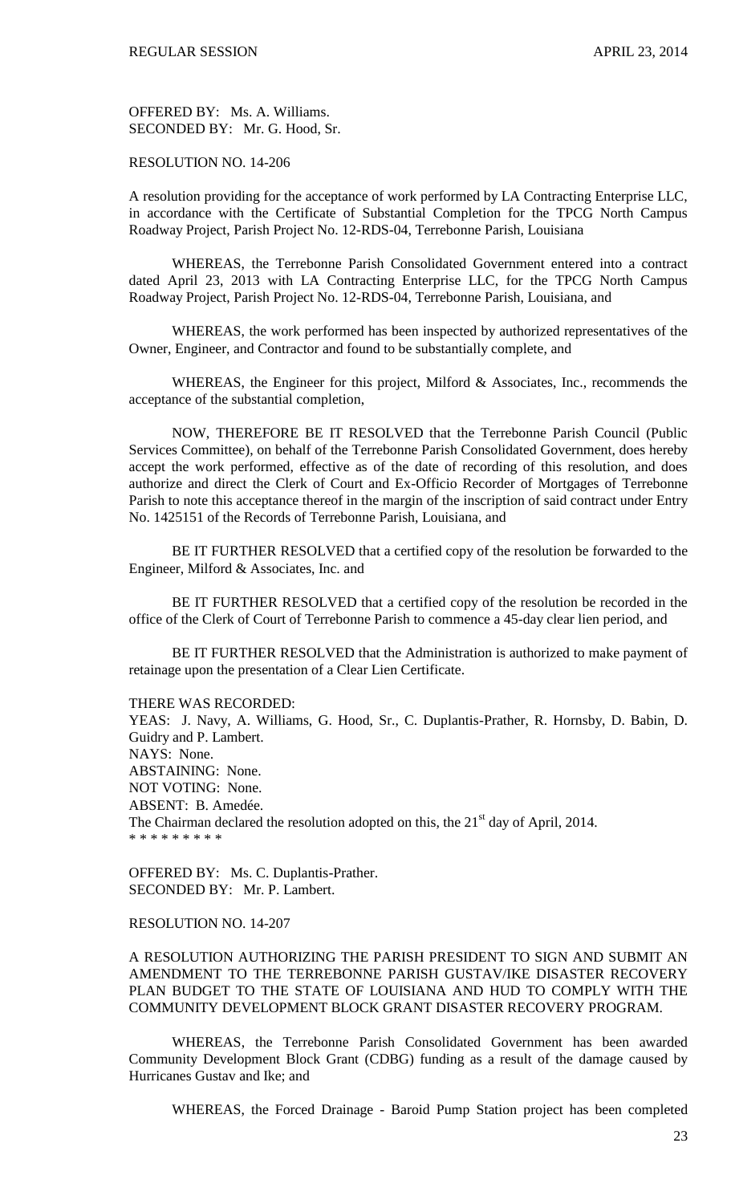OFFERED BY: Ms. A. Williams.
SECONDED BY: Mr. G. Hood, Sr.

RESOLUTION NO. 14-206

A resolution providing for the acceptance of work performed by LA Contracting Enterprise LLC, in accordance with the Certificate of Substantial Completion for the TPCG North Campus Roadway Project, Parish Project No. 12-RDS-04, Terrebonne Parish, Louisiana

WHEREAS, the Terrebonne Parish Consolidated Government entered into a contract dated April 23, 2013 with LA Contracting Enterprise LLC, for the TPCG North Campus Roadway Project, Parish Project No. 12-RDS-04, Terrebonne Parish, Louisiana, and

WHEREAS, the work performed has been inspected by authorized representatives of the Owner, Engineer, and Contractor and found to be substantially complete, and

WHEREAS, the Engineer for this project, Milford & Associates, Inc., recommends the acceptance of the substantial completion,

NOW, THEREFORE BE IT RESOLVED that the Terrebonne Parish Council (Public Services Committee), on behalf of the Terrebonne Parish Consolidated Government, does hereby accept the work performed, effective as of the date of recording of this resolution, and does authorize and direct the Clerk of Court and Ex-Officio Recorder of Mortgages of Terrebonne Parish to note this acceptance thereof in the margin of the inscription of said contract under Entry No. 1425151 of the Records of Terrebonne Parish, Louisiana, and

BE IT FURTHER RESOLVED that a certified copy of the resolution be forwarded to the Engineer, Milford & Associates, Inc. and

BE IT FURTHER RESOLVED that a certified copy of the resolution be recorded in the office of the Clerk of Court of Terrebonne Parish to commence a 45-day clear lien period, and

BE IT FURTHER RESOLVED that the Administration is authorized to make payment of retainage upon the presentation of a Clear Lien Certificate.

THERE WAS RECORDED:
YEAS: J. Navy, A. Williams, G. Hood, Sr., C. Duplantis-Prather, R. Hornsby, D. Babin, D. Guidry and P. Lambert.
NAYS: None.
ABSTAINING: None.
NOT VOTING: None.
ABSENT: B. Amedée.
The Chairman declared the resolution adopted on this, the 21st day of April, 2014.
* * * * * * * * *

OFFERED BY: Ms. C. Duplantis-Prather.
SECONDED BY: Mr. P. Lambert.

RESOLUTION NO. 14-207

A RESOLUTION AUTHORIZING THE PARISH PRESIDENT TO SIGN AND SUBMIT AN AMENDMENT TO THE TERREBONNE PARISH GUSTAV/IKE DISASTER RECOVERY PLAN BUDGET TO THE STATE OF LOUISIANA AND HUD TO COMPLY WITH THE COMMUNITY DEVELOPMENT BLOCK GRANT DISASTER RECOVERY PROGRAM.

WHEREAS, the Terrebonne Parish Consolidated Government has been awarded Community Development Block Grant (CDBG) funding as a result of the damage caused by Hurricanes Gustav and Ike; and

WHEREAS, the Forced Drainage - Baroid Pump Station project has been completed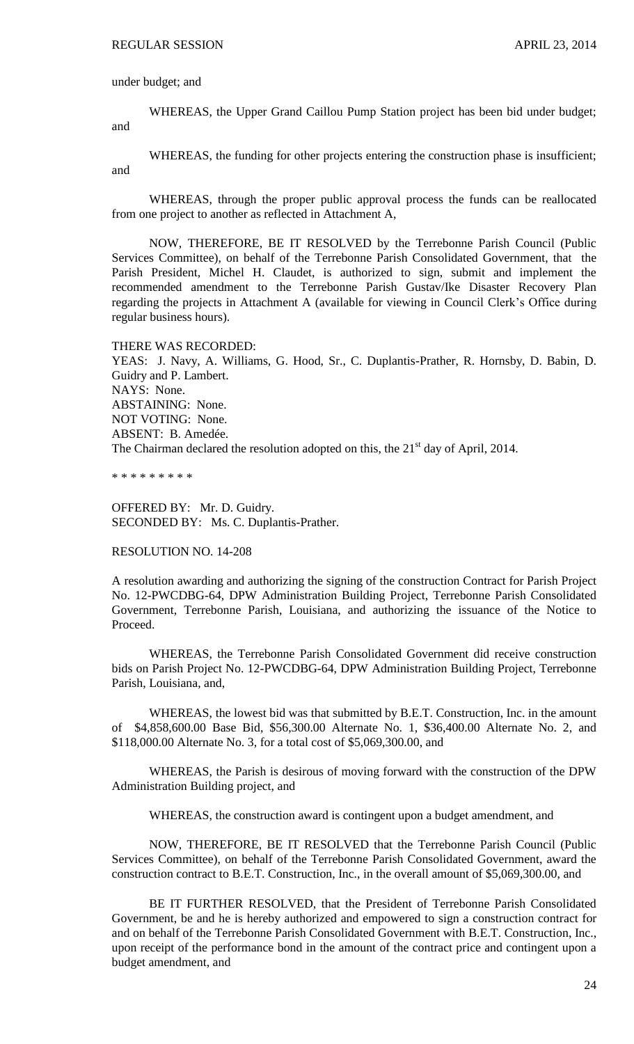under budget; and

WHEREAS, the Upper Grand Caillou Pump Station project has been bid under budget; and

WHEREAS, the funding for other projects entering the construction phase is insufficient; and

WHEREAS, through the proper public approval process the funds can be reallocated from one project to another as reflected in Attachment A,

NOW, THEREFORE, BE IT RESOLVED by the Terrebonne Parish Council (Public Services Committee), on behalf of the Terrebonne Parish Consolidated Government, that the Parish President, Michel H. Claudet, is authorized to sign, submit and implement the recommended amendment to the Terrebonne Parish Gustav/Ike Disaster Recovery Plan regarding the projects in Attachment A (available for viewing in Council Clerk's Office during regular business hours).

THERE WAS RECORDED:
YEAS: J. Navy, A. Williams, G. Hood, Sr., C. Duplantis-Prather, R. Hornsby, D. Babin, D. Guidry and P. Lambert.
NAYS: None.
ABSTAINING: None.
NOT VOTING: None.
ABSENT: B. Amedée.
The Chairman declared the resolution adopted on this, the 21st day of April, 2014.

* * * * * * * * *

OFFERED BY: Mr. D. Guidry.
SECONDED BY: Ms. C. Duplantis-Prather.

RESOLUTION NO. 14-208

A resolution awarding and authorizing the signing of the construction Contract for Parish Project No. 12-PWCDBG-64, DPW Administration Building Project, Terrebonne Parish Consolidated Government, Terrebonne Parish, Louisiana, and authorizing the issuance of the Notice to Proceed.

WHEREAS, the Terrebonne Parish Consolidated Government did receive construction bids on Parish Project No. 12-PWCDBG-64, DPW Administration Building Project, Terrebonne Parish, Louisiana, and,

WHEREAS, the lowest bid was that submitted by B.E.T. Construction, Inc. in the amount of $4,858,600.00 Base Bid, $56,300.00 Alternate No. 1, $36,400.00 Alternate No. 2, and $118,000.00 Alternate No. 3, for a total cost of $5,069,300.00, and

WHEREAS, the Parish is desirous of moving forward with the construction of the DPW Administration Building project, and

WHEREAS, the construction award is contingent upon a budget amendment, and

NOW, THEREFORE, BE IT RESOLVED that the Terrebonne Parish Council (Public Services Committee), on behalf of the Terrebonne Parish Consolidated Government, award the construction contract to B.E.T. Construction, Inc., in the overall amount of $5,069,300.00, and

BE IT FURTHER RESOLVED, that the President of Terrebonne Parish Consolidated Government, be and he is hereby authorized and empowered to sign a construction contract for and on behalf of the Terrebonne Parish Consolidated Government with B.E.T. Construction, Inc., upon receipt of the performance bond in the amount of the contract price and contingent upon a budget amendment, and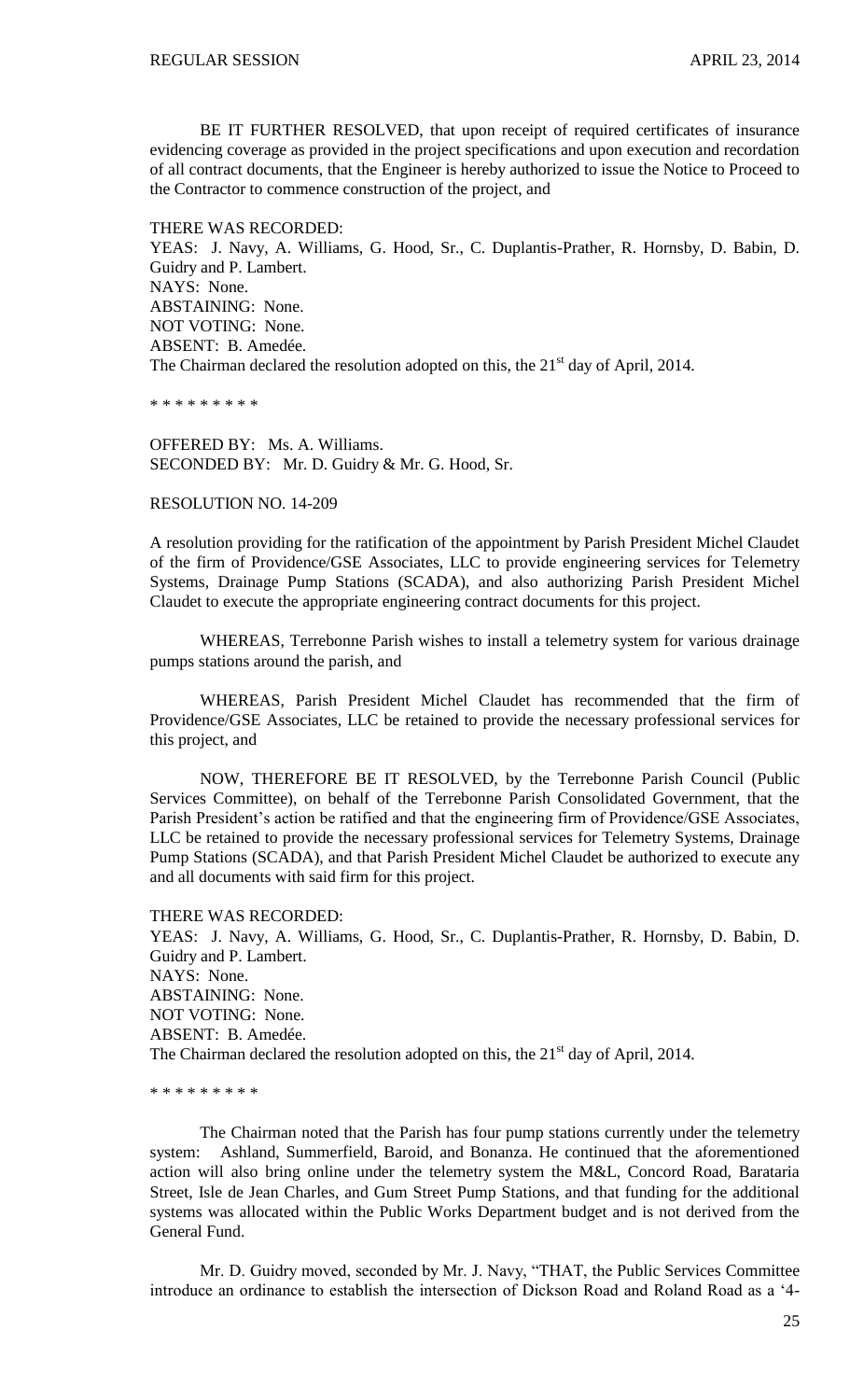BE IT FURTHER RESOLVED, that upon receipt of required certificates of insurance evidencing coverage as provided in the project specifications and upon execution and recordation of all contract documents, that the Engineer is hereby authorized to issue the Notice to Proceed to the Contractor to commence construction of the project, and

THERE WAS RECORDED:
YEAS: J. Navy, A. Williams, G. Hood, Sr., C. Duplantis-Prather, R. Hornsby, D. Babin, D. Guidry and P. Lambert.
NAYS: None.
ABSTAINING: None.
NOT VOTING: None.
ABSENT: B. Amedée.
The Chairman declared the resolution adopted on this, the 21st day of April, 2014.

\* \* \* \* \* \* \* \* \*

OFFERED BY: Ms. A. Williams.
SECONDED BY: Mr. D. Guidry & Mr. G. Hood, Sr.

RESOLUTION NO. 14-209

A resolution providing for the ratification of the appointment by Parish President Michel Claudet of the firm of Providence/GSE Associates, LLC to provide engineering services for Telemetry Systems, Drainage Pump Stations (SCADA), and also authorizing Parish President Michel Claudet to execute the appropriate engineering contract documents for this project.

WHEREAS, Terrebonne Parish wishes to install a telemetry system for various drainage pumps stations around the parish, and

WHEREAS, Parish President Michel Claudet has recommended that the firm of Providence/GSE Associates, LLC be retained to provide the necessary professional services for this project, and

NOW, THEREFORE BE IT RESOLVED, by the Terrebonne Parish Council (Public Services Committee), on behalf of the Terrebonne Parish Consolidated Government, that the Parish President's action be ratified and that the engineering firm of Providence/GSE Associates, LLC be retained to provide the necessary professional services for Telemetry Systems, Drainage Pump Stations (SCADA), and that Parish President Michel Claudet be authorized to execute any and all documents with said firm for this project.

THERE WAS RECORDED:
YEAS: J. Navy, A. Williams, G. Hood, Sr., C. Duplantis-Prather, R. Hornsby, D. Babin, D. Guidry and P. Lambert.
NAYS: None.
ABSTAINING: None.
NOT VOTING: None.
ABSENT: B. Amedée.
The Chairman declared the resolution adopted on this, the 21st day of April, 2014.

\* \* \* \* \* \* \* \* \*

The Chairman noted that the Parish has four pump stations currently under the telemetry system: Ashland, Summerfield, Baroid, and Bonanza. He continued that the aforementioned action will also bring online under the telemetry system the M&L, Concord Road, Barataria Street, Isle de Jean Charles, and Gum Street Pump Stations, and that funding for the additional systems was allocated within the Public Works Department budget and is not derived from the General Fund.

Mr. D. Guidry moved, seconded by Mr. J. Navy, "THAT, the Public Services Committee introduce an ordinance to establish the intersection of Dickson Road and Roland Road as a '4-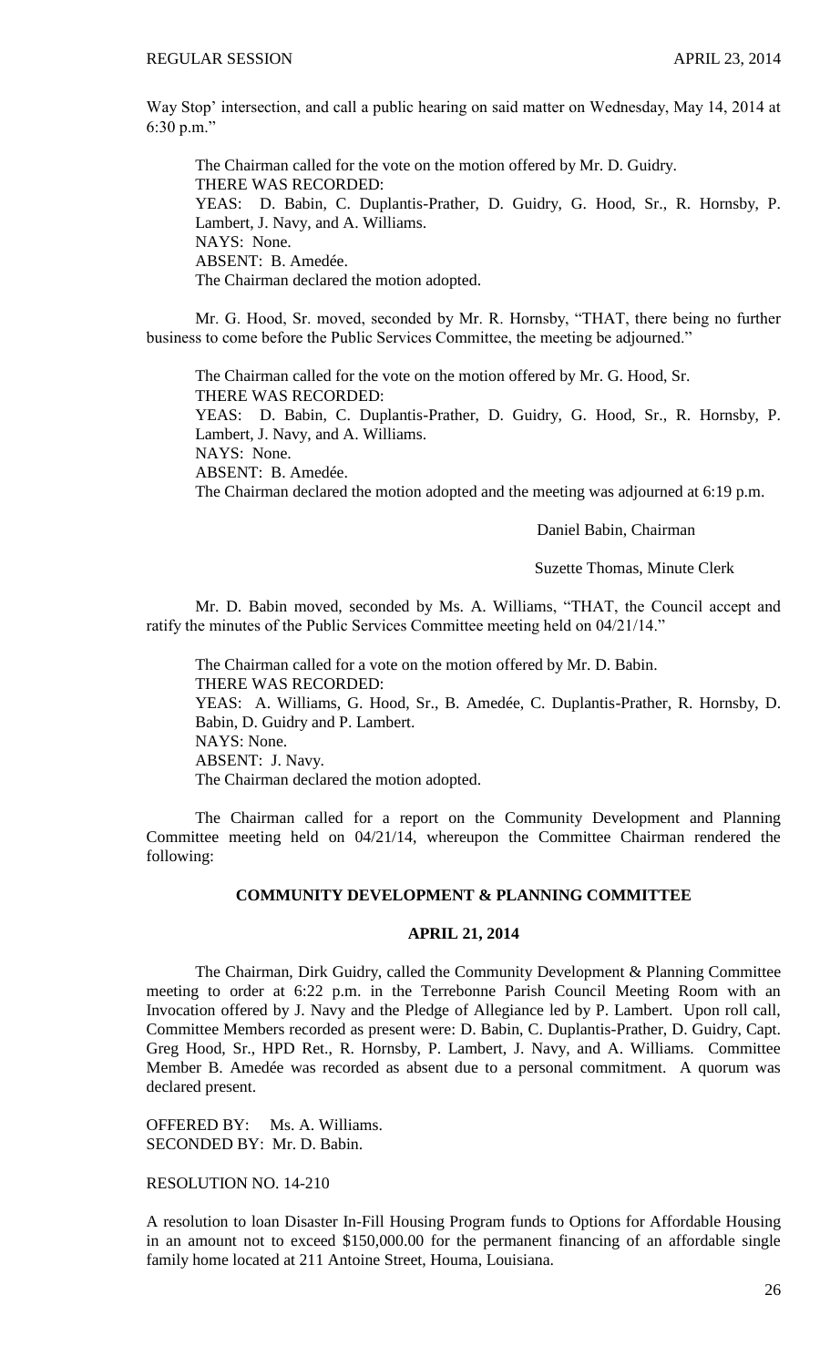Way Stop' intersection, and call a public hearing on said matter on Wednesday, May 14, 2014 at 6:30 p.m."

The Chairman called for the vote on the motion offered by Mr. D. Guidry.
THERE WAS RECORDED:
YEAS: D. Babin, C. Duplantis-Prather, D. Guidry, G. Hood, Sr., R. Hornsby, P. Lambert, J. Navy, and A. Williams.
NAYS: None.
ABSENT: B. Amedée.
The Chairman declared the motion adopted.

Mr. G. Hood, Sr. moved, seconded by Mr. R. Hornsby, "THAT, there being no further business to come before the Public Services Committee, the meeting be adjourned."

The Chairman called for the vote on the motion offered by Mr. G. Hood, Sr.
THERE WAS RECORDED:
YEAS: D. Babin, C. Duplantis-Prather, D. Guidry, G. Hood, Sr., R. Hornsby, P. Lambert, J. Navy, and A. Williams.
NAYS: None.
ABSENT: B. Amedée.
The Chairman declared the motion adopted and the meeting was adjourned at 6:19 p.m.

Daniel Babin, Chairman

Suzette Thomas, Minute Clerk

Mr. D. Babin moved, seconded by Ms. A. Williams, "THAT, the Council accept and ratify the minutes of the Public Services Committee meeting held on 04/21/14."

The Chairman called for a vote on the motion offered by Mr. D. Babin.
THERE WAS RECORDED:
YEAS: A. Williams, G. Hood, Sr., B. Amedée, C. Duplantis-Prather, R. Hornsby, D. Babin, D. Guidry and P. Lambert.
NAYS: None.
ABSENT: J. Navy.
The Chairman declared the motion adopted.

The Chairman called for a report on the Community Development and Planning Committee meeting held on 04/21/14, whereupon the Committee Chairman rendered the following:

**COMMUNITY DEVELOPMENT & PLANNING COMMITTEE**

**APRIL 21, 2014**

The Chairman, Dirk Guidry, called the Community Development & Planning Committee meeting to order at 6:22 p.m. in the Terrebonne Parish Council Meeting Room with an Invocation offered by J. Navy and the Pledge of Allegiance led by P. Lambert. Upon roll call, Committee Members recorded as present were: D. Babin, C. Duplantis-Prather, D. Guidry, Capt. Greg Hood, Sr., HPD Ret., R. Hornsby, P. Lambert, J. Navy, and A. Williams. Committee Member B. Amedée was recorded as absent due to a personal commitment. A quorum was declared present.

OFFERED BY: Ms. A. Williams.
SECONDED BY: Mr. D. Babin.

RESOLUTION NO. 14-210

A resolution to loan Disaster In-Fill Housing Program funds to Options for Affordable Housing in an amount not to exceed $150,000.00 for the permanent financing of an affordable single family home located at 211 Antoine Street, Houma, Louisiana.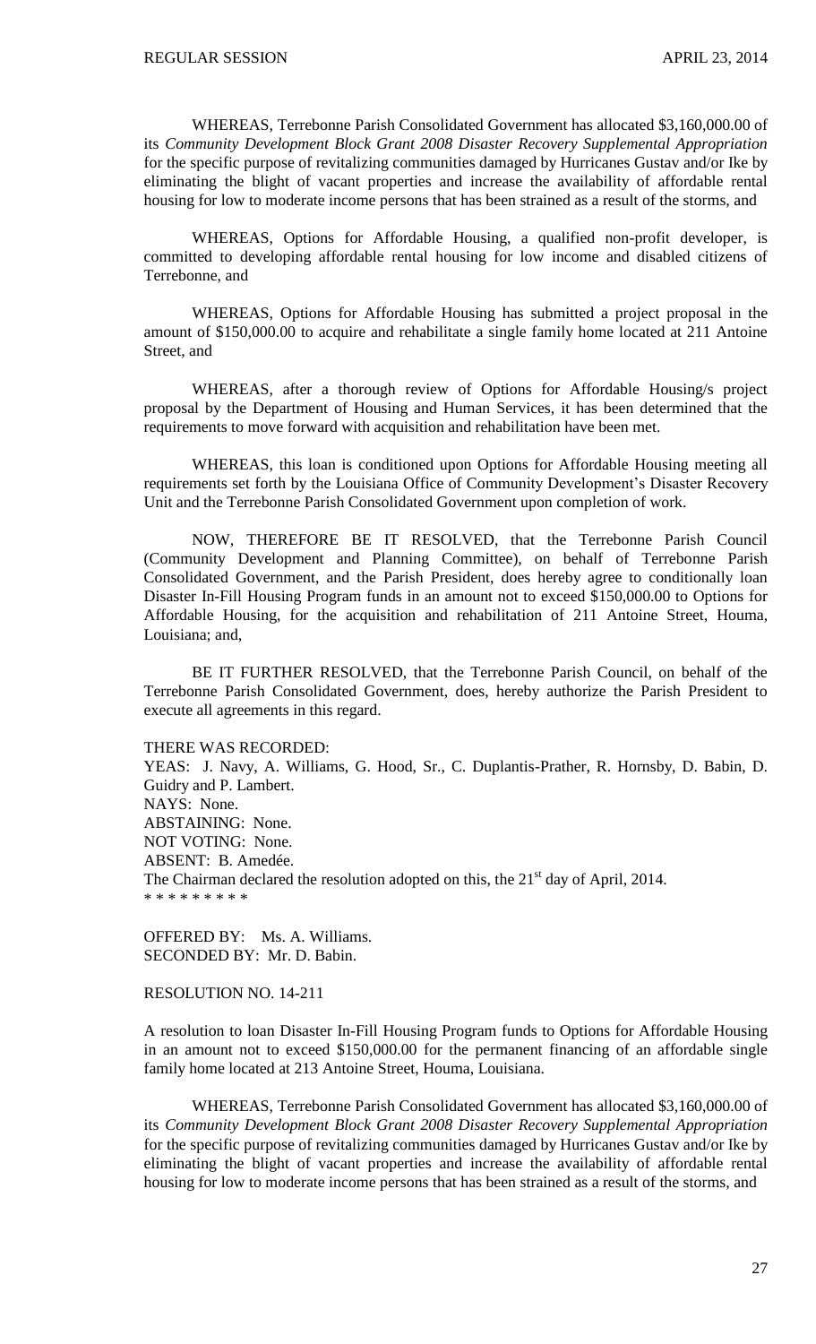WHEREAS, Terrebonne Parish Consolidated Government has allocated $3,160,000.00 of its *Community Development Block Grant 2008 Disaster Recovery Supplemental Appropriation* for the specific purpose of revitalizing communities damaged by Hurricanes Gustav and/or Ike by eliminating the blight of vacant properties and increase the availability of affordable rental housing for low to moderate income persons that has been strained as a result of the storms, and

WHEREAS, Options for Affordable Housing, a qualified non-profit developer, is committed to developing affordable rental housing for low income and disabled citizens of Terrebonne, and

WHEREAS, Options for Affordable Housing has submitted a project proposal in the amount of $150,000.00 to acquire and rehabilitate a single family home located at 211 Antoine Street, and

WHEREAS, after a thorough review of Options for Affordable Housing/s project proposal by the Department of Housing and Human Services, it has been determined that the requirements to move forward with acquisition and rehabilitation have been met.

WHEREAS, this loan is conditioned upon Options for Affordable Housing meeting all requirements set forth by the Louisiana Office of Community Development's Disaster Recovery Unit and the Terrebonne Parish Consolidated Government upon completion of work.

NOW, THEREFORE BE IT RESOLVED, that the Terrebonne Parish Council (Community Development and Planning Committee), on behalf of Terrebonne Parish Consolidated Government, and the Parish President, does hereby agree to conditionally loan Disaster In-Fill Housing Program funds in an amount not to exceed $150,000.00 to Options for Affordable Housing, for the acquisition and rehabilitation of 211 Antoine Street, Houma, Louisiana; and,

BE IT FURTHER RESOLVED, that the Terrebonne Parish Council, on behalf of the Terrebonne Parish Consolidated Government, does, hereby authorize the Parish President to execute all agreements in this regard.

THERE WAS RECORDED:
YEAS: J. Navy, A. Williams, G. Hood, Sr., C. Duplantis-Prather, R. Hornsby, D. Babin, D. Guidry and P. Lambert.
NAYS: None.
ABSTAINING: None.
NOT VOTING: None.
ABSENT: B. Amedée.
The Chairman declared the resolution adopted on this, the 21st day of April, 2014.
* * * * * * * * *

OFFERED BY: Ms. A. Williams.
SECONDED BY: Mr. D. Babin.

RESOLUTION NO. 14-211

A resolution to loan Disaster In-Fill Housing Program funds to Options for Affordable Housing in an amount not to exceed $150,000.00 for the permanent financing of an affordable single family home located at 213 Antoine Street, Houma, Louisiana.

WHEREAS, Terrebonne Parish Consolidated Government has allocated $3,160,000.00 of its *Community Development Block Grant 2008 Disaster Recovery Supplemental Appropriation* for the specific purpose of revitalizing communities damaged by Hurricanes Gustav and/or Ike by eliminating the blight of vacant properties and increase the availability of affordable rental housing for low to moderate income persons that has been strained as a result of the storms, and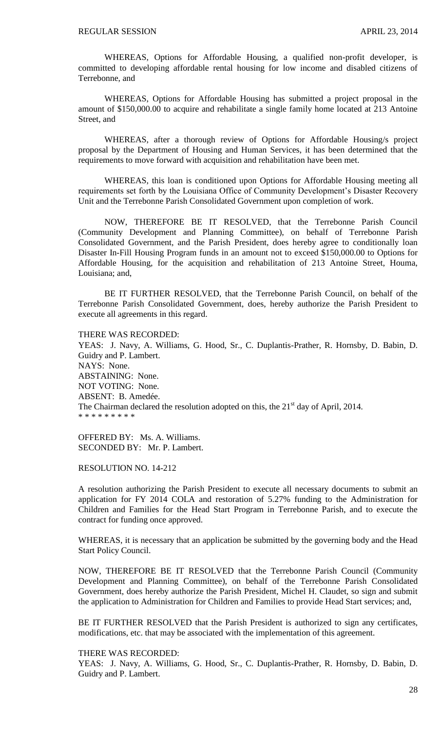WHEREAS, Options for Affordable Housing, a qualified non-profit developer, is committed to developing affordable rental housing for low income and disabled citizens of Terrebonne, and

WHEREAS, Options for Affordable Housing has submitted a project proposal in the amount of $150,000.00 to acquire and rehabilitate a single family home located at 213 Antoine Street, and

WHEREAS, after a thorough review of Options for Affordable Housing/s project proposal by the Department of Housing and Human Services, it has been determined that the requirements to move forward with acquisition and rehabilitation have been met.

WHEREAS, this loan is conditioned upon Options for Affordable Housing meeting all requirements set forth by the Louisiana Office of Community Development's Disaster Recovery Unit and the Terrebonne Parish Consolidated Government upon completion of work.

NOW, THEREFORE BE IT RESOLVED, that the Terrebonne Parish Council (Community Development and Planning Committee), on behalf of Terrebonne Parish Consolidated Government, and the Parish President, does hereby agree to conditionally loan Disaster In-Fill Housing Program funds in an amount not to exceed $150,000.00 to Options for Affordable Housing, for the acquisition and rehabilitation of 213 Antoine Street, Houma, Louisiana; and,

BE IT FURTHER RESOLVED, that the Terrebonne Parish Council, on behalf of the Terrebonne Parish Consolidated Government, does, hereby authorize the Parish President to execute all agreements in this regard.

THERE WAS RECORDED:
YEAS: J. Navy, A. Williams, G. Hood, Sr., C. Duplantis-Prather, R. Hornsby, D. Babin, D. Guidry and P. Lambert.
NAYS: None.
ABSTAINING: None.
NOT VOTING: None.
ABSENT: B. Amedée.
The Chairman declared the resolution adopted on this, the 21st day of April, 2014.
* * * * * * * * *

OFFERED BY: Ms. A. Williams.
SECONDED BY: Mr. P. Lambert.

RESOLUTION NO. 14-212

A resolution authorizing the Parish President to execute all necessary documents to submit an application for FY 2014 COLA and restoration of 5.27% funding to the Administration for Children and Families for the Head Start Program in Terrebonne Parish, and to execute the contract for funding once approved.

WHEREAS, it is necessary that an application be submitted by the governing body and the Head Start Policy Council.

NOW, THEREFORE BE IT RESOLVED that the Terrebonne Parish Council (Community Development and Planning Committee), on behalf of the Terrebonne Parish Consolidated Government, does hereby authorize the Parish President, Michel H. Claudet, so sign and submit the application to Administration for Children and Families to provide Head Start services; and,

BE IT FURTHER RESOLVED that the Parish President is authorized to sign any certificates, modifications, etc. that may be associated with the implementation of this agreement.

THERE WAS RECORDED:
YEAS: J. Navy, A. Williams, G. Hood, Sr., C. Duplantis-Prather, R. Hornsby, D. Babin, D. Guidry and P. Lambert.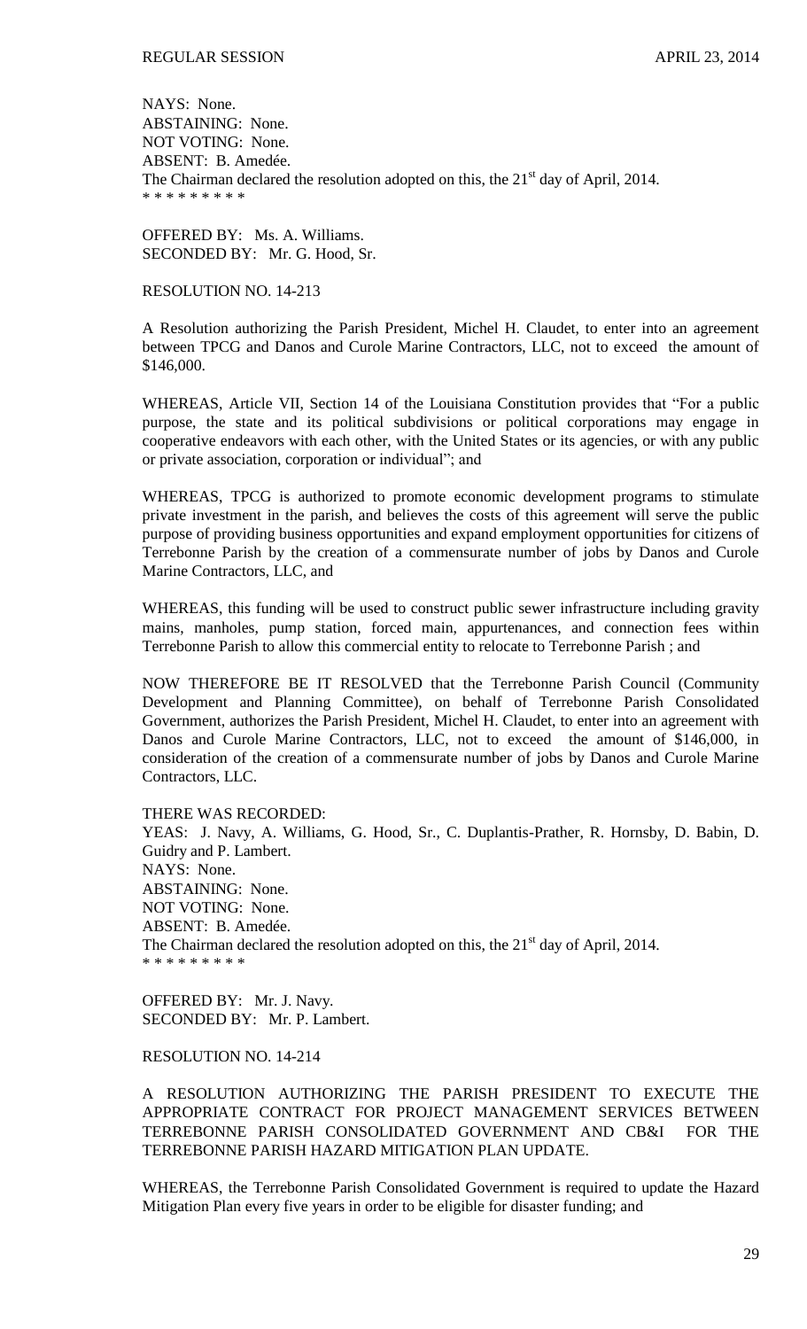NAYS: None.
ABSTAINING: None.
NOT VOTING: None.
ABSENT: B. Amedée.
The Chairman declared the resolution adopted on this, the 21st day of April, 2014.
* * * * * * * * *

OFFERED BY: Ms. A. Williams.
SECONDED BY: Mr. G. Hood, Sr.

RESOLUTION NO. 14-213

A Resolution authorizing the Parish President, Michel H. Claudet, to enter into an agreement between TPCG and Danos and Curole Marine Contractors, LLC, not to exceed the amount of $146,000.

WHEREAS, Article VII, Section 14 of the Louisiana Constitution provides that "For a public purpose, the state and its political subdivisions or political corporations may engage in cooperative endeavors with each other, with the United States or its agencies, or with any public or private association, corporation or individual"; and

WHEREAS, TPCG is authorized to promote economic development programs to stimulate private investment in the parish, and believes the costs of this agreement will serve the public purpose of providing business opportunities and expand employment opportunities for citizens of Terrebonne Parish by the creation of a commensurate number of jobs by Danos and Curole Marine Contractors, LLC, and

WHEREAS, this funding will be used to construct public sewer infrastructure including gravity mains, manholes, pump station, forced main, appurtenances, and connection fees within Terrebonne Parish to allow this commercial entity to relocate to Terrebonne Parish ; and

NOW THEREFORE BE IT RESOLVED that the Terrebonne Parish Council (Community Development and Planning Committee), on behalf of Terrebonne Parish Consolidated Government, authorizes the Parish President, Michel H. Claudet, to enter into an agreement with Danos and Curole Marine Contractors, LLC, not to exceed the amount of $146,000, in consideration of the creation of a commensurate number of jobs by Danos and Curole Marine Contractors, LLC.

THERE WAS RECORDED:
YEAS: J. Navy, A. Williams, G. Hood, Sr., C. Duplantis-Prather, R. Hornsby, D. Babin, D. Guidry and P. Lambert.
NAYS: None.
ABSTAINING: None.
NOT VOTING: None.
ABSENT: B. Amedée.
The Chairman declared the resolution adopted on this, the 21st day of April, 2014.
* * * * * * * * *

OFFERED BY: Mr. J. Navy.
SECONDED BY: Mr. P. Lambert.

RESOLUTION NO. 14-214

A RESOLUTION AUTHORIZING THE PARISH PRESIDENT TO EXECUTE THE APPROPRIATE CONTRACT FOR PROJECT MANAGEMENT SERVICES BETWEEN TERREBONNE PARISH CONSOLIDATED GOVERNMENT AND CB&I FOR THE TERREBONNE PARISH HAZARD MITIGATION PLAN UPDATE.

WHEREAS, the Terrebonne Parish Consolidated Government is required to update the Hazard Mitigation Plan every five years in order to be eligible for disaster funding; and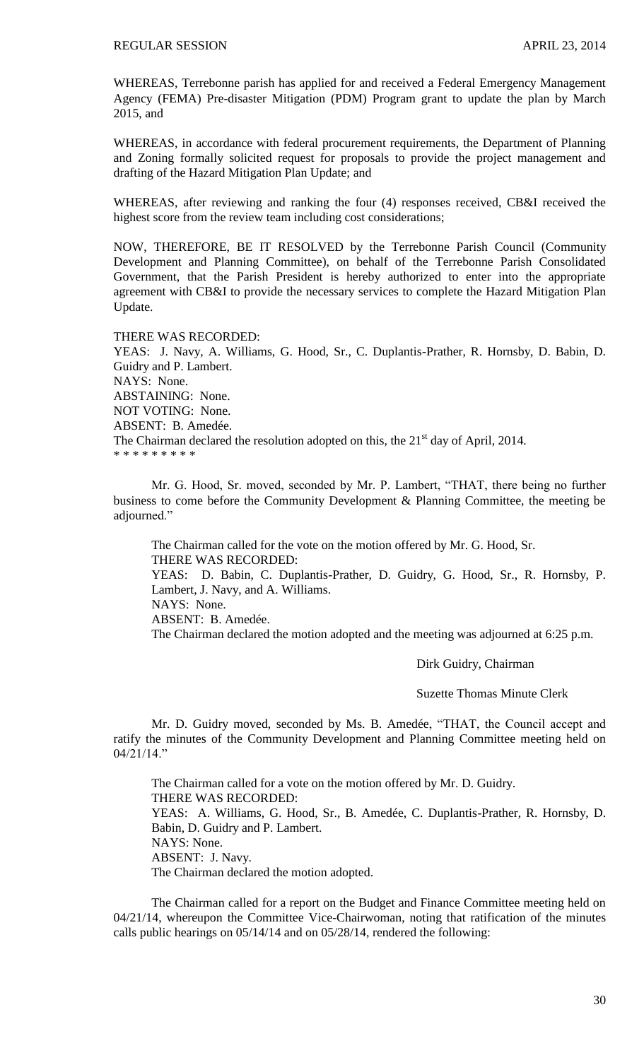WHEREAS, Terrebonne parish has applied for and received a Federal Emergency Management Agency (FEMA) Pre-disaster Mitigation (PDM) Program grant to update the plan by March 2015, and

WHEREAS, in accordance with federal procurement requirements, the Department of Planning and Zoning formally solicited request for proposals to provide the project management and drafting of the Hazard Mitigation Plan Update; and

WHEREAS, after reviewing and ranking the four (4) responses received, CB&I received the highest score from the review team including cost considerations;

NOW, THEREFORE, BE IT RESOLVED by the Terrebonne Parish Council (Community Development and Planning Committee), on behalf of the Terrebonne Parish Consolidated Government, that the Parish President is hereby authorized to enter into the appropriate agreement with CB&I to provide the necessary services to complete the Hazard Mitigation Plan Update.

THERE WAS RECORDED:
YEAS: J. Navy, A. Williams, G. Hood, Sr., C. Duplantis-Prather, R. Hornsby, D. Babin, D. Guidry and P. Lambert.
NAYS: None.
ABSTAINING: None.
NOT VOTING: None.
ABSENT: B. Amedée.
The Chairman declared the resolution adopted on this, the 21st day of April, 2014.
* * * * * * * * *

Mr. G. Hood, Sr. moved, seconded by Mr. P. Lambert, "THAT, there being no further business to come before the Community Development & Planning Committee, the meeting be adjourned."

The Chairman called for the vote on the motion offered by Mr. G. Hood, Sr.
THERE WAS RECORDED:
YEAS: D. Babin, C. Duplantis-Prather, D. Guidry, G. Hood, Sr., R. Hornsby, P. Lambert, J. Navy, and A. Williams.
NAYS: None.
ABSENT: B. Amedée.
The Chairman declared the motion adopted and the meeting was adjourned at 6:25 p.m.

Dirk Guidry, Chairman

Suzette Thomas Minute Clerk

Mr. D. Guidry moved, seconded by Ms. B. Amedée, "THAT, the Council accept and ratify the minutes of the Community Development and Planning Committee meeting held on 04/21/14."

The Chairman called for a vote on the motion offered by Mr. D. Guidry.
THERE WAS RECORDED:
YEAS: A. Williams, G. Hood, Sr., B. Amedée, C. Duplantis-Prather, R. Hornsby, D. Babin, D. Guidry and P. Lambert.
NAYS: None.
ABSENT: J. Navy.
The Chairman declared the motion adopted.

The Chairman called for a report on the Budget and Finance Committee meeting held on 04/21/14, whereupon the Committee Vice-Chairwoman, noting that ratification of the minutes calls public hearings on 05/14/14 and on 05/28/14, rendered the following: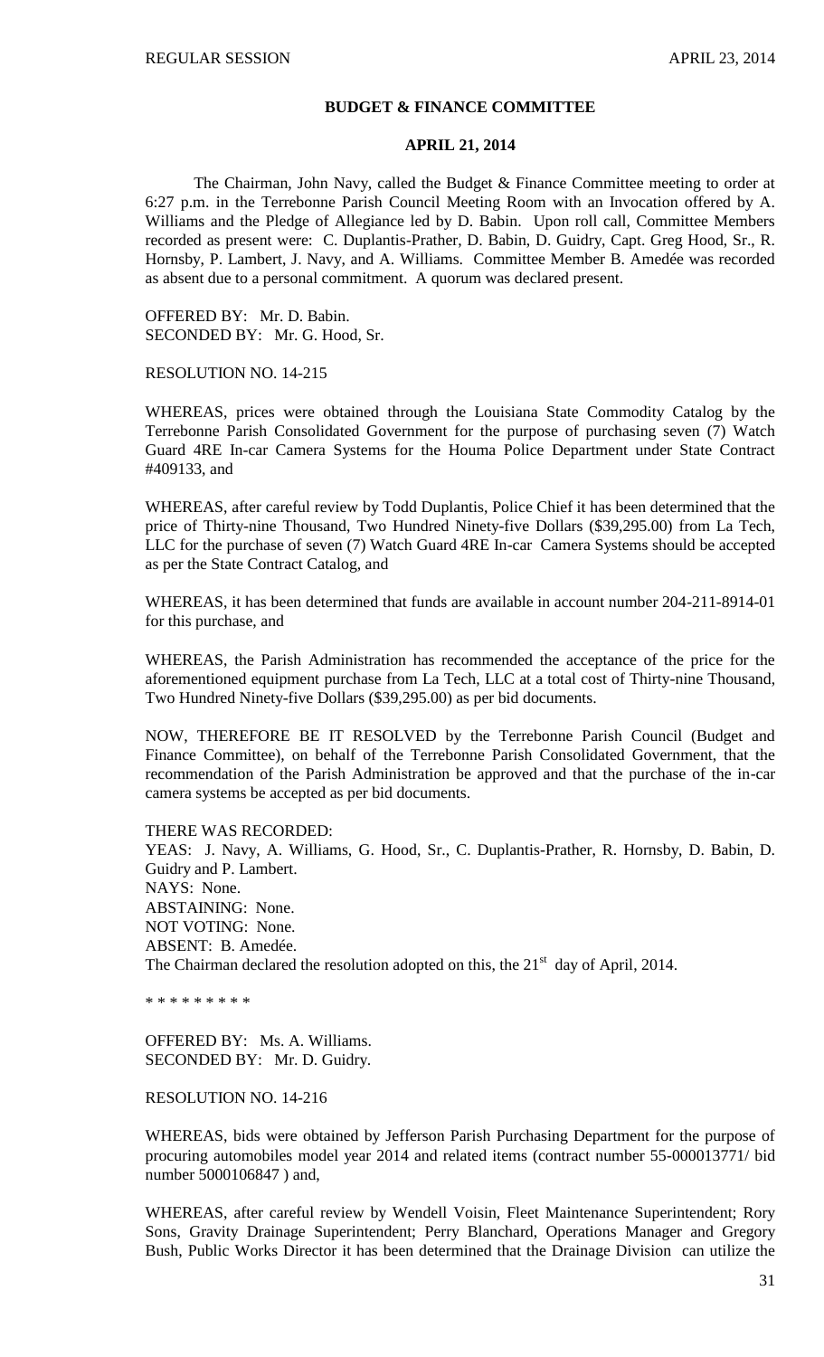**BUDGET & FINANCE COMMITTEE**

**APRIL 21, 2014**

The Chairman, John Navy, called the Budget & Finance Committee meeting to order at 6:27 p.m. in the Terrebonne Parish Council Meeting Room with an Invocation offered by A. Williams and the Pledge of Allegiance led by D. Babin. Upon roll call, Committee Members recorded as present were: C. Duplantis-Prather, D. Babin, D. Guidry, Capt. Greg Hood, Sr., R. Hornsby, P. Lambert, J. Navy, and A. Williams. Committee Member B. Amedée was recorded as absent due to a personal commitment. A quorum was declared present.

OFFERED BY: Mr. D. Babin.
SECONDED BY: Mr. G. Hood, Sr.

RESOLUTION NO. 14-215

WHEREAS, prices were obtained through the Louisiana State Commodity Catalog by the Terrebonne Parish Consolidated Government for the purpose of purchasing seven (7) Watch Guard 4RE In-car Camera Systems for the Houma Police Department under State Contract #409133, and

WHEREAS, after careful review by Todd Duplantis, Police Chief it has been determined that the price of Thirty-nine Thousand, Two Hundred Ninety-five Dollars ($39,295.00) from La Tech, LLC for the purchase of seven (7) Watch Guard 4RE In-car Camera Systems should be accepted as per the State Contract Catalog, and

WHEREAS, it has been determined that funds are available in account number 204-211-8914-01 for this purchase, and

WHEREAS, the Parish Administration has recommended the acceptance of the price for the aforementioned equipment purchase from La Tech, LLC at a total cost of Thirty-nine Thousand, Two Hundred Ninety-five Dollars ($39,295.00) as per bid documents.

NOW, THEREFORE BE IT RESOLVED by the Terrebonne Parish Council (Budget and Finance Committee), on behalf of the Terrebonne Parish Consolidated Government, that the recommendation of the Parish Administration be approved and that the purchase of the in-car camera systems be accepted as per bid documents.

THERE WAS RECORDED:
YEAS: J. Navy, A. Williams, G. Hood, Sr., C. Duplantis-Prather, R. Hornsby, D. Babin, D. Guidry and P. Lambert.
NAYS: None.
ABSTAINING: None.
NOT VOTING: None.
ABSENT: B. Amedée.
The Chairman declared the resolution adopted on this, the 21st day of April, 2014.

\* \* \* \* \* \* \* \* \*

OFFERED BY: Ms. A. Williams.
SECONDED BY: Mr. D. Guidry.

RESOLUTION NO. 14-216

WHEREAS, bids were obtained by Jefferson Parish Purchasing Department for the purpose of procuring automobiles model year 2014 and related items (contract number 55-000013771/ bid number 5000106847 ) and,

WHEREAS, after careful review by Wendell Voisin, Fleet Maintenance Superintendent; Rory Sons, Gravity Drainage Superintendent; Perry Blanchard, Operations Manager and Gregory Bush, Public Works Director it has been determined that the Drainage Division can utilize the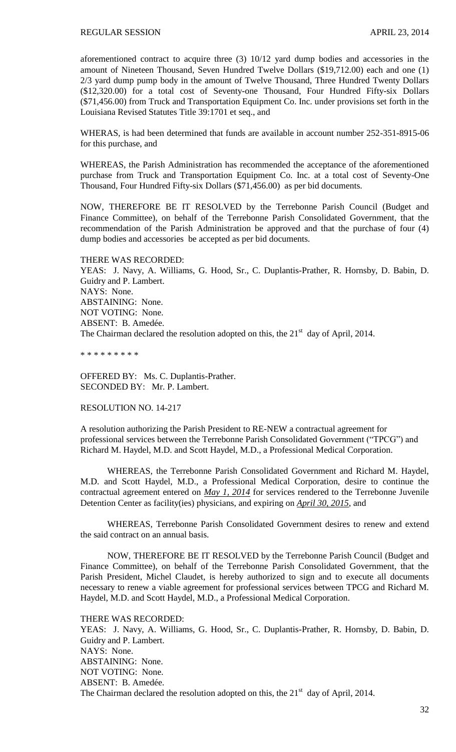aforementioned contract to acquire three (3) 10/12 yard dump bodies and accessories in the amount of Nineteen Thousand, Seven Hundred Twelve Dollars ($19,712.00) each and one (1) 2/3 yard dump pump body in the amount of Twelve Thousand, Three Hundred Twenty Dollars ($12,320.00) for a total cost of Seventy-one Thousand, Four Hundred Fifty-six Dollars ($71,456.00) from Truck and Transportation Equipment Co. Inc. under provisions set forth in the Louisiana Revised Statutes Title 39:1701 et seq., and

WHERAS, is had been determined that funds are available in account number 252-351-8915-06 for this purchase, and

WHEREAS, the Parish Administration has recommended the acceptance of the aforementioned purchase from Truck and Transportation Equipment Co. Inc. at a total cost of Seventy-One Thousand, Four Hundred Fifty-six Dollars ($71,456.00) as per bid documents.

NOW, THEREFORE BE IT RESOLVED by the Terrebonne Parish Council (Budget and Finance Committee), on behalf of the Terrebonne Parish Consolidated Government, that the recommendation of the Parish Administration be approved and that the purchase of four (4) dump bodies and accessories be accepted as per bid documents.

THERE WAS RECORDED:
YEAS: J. Navy, A. Williams, G. Hood, Sr., C. Duplantis-Prather, R. Hornsby, D. Babin, D. Guidry and P. Lambert.
NAYS: None.
ABSTAINING: None.
NOT VOTING: None.
ABSENT: B. Amedée.
The Chairman declared the resolution adopted on this, the 21st day of April, 2014.

\* \* \* \* \* \* \* \* \*

OFFERED BY: Ms. C. Duplantis-Prather.
SECONDED BY: Mr. P. Lambert.

RESOLUTION NO. 14-217

A resolution authorizing the Parish President to RE-NEW a contractual agreement for professional services between the Terrebonne Parish Consolidated Government ("TPCG") and Richard M. Haydel, M.D. and Scott Haydel, M.D., a Professional Medical Corporation.

WHEREAS, the Terrebonne Parish Consolidated Government and Richard M. Haydel, M.D. and Scott Haydel, M.D., a Professional Medical Corporation, desire to continue the contractual agreement entered on ***May 1, 2014*** for services rendered to the Terrebonne Juvenile Detention Center as facility(ies) physicians, and expiring on ***April 30, 2015***, and

WHEREAS, Terrebonne Parish Consolidated Government desires to renew and extend the said contract on an annual basis.

NOW, THEREFORE BE IT RESOLVED by the Terrebonne Parish Council (Budget and Finance Committee), on behalf of the Terrebonne Parish Consolidated Government, that the Parish President, Michel Claudet, is hereby authorized to sign and to execute all documents necessary to renew a viable agreement for professional services between TPCG and Richard M. Haydel, M.D. and Scott Haydel, M.D., a Professional Medical Corporation.

THERE WAS RECORDED:
YEAS: J. Navy, A. Williams, G. Hood, Sr., C. Duplantis-Prather, R. Hornsby, D. Babin, D. Guidry and P. Lambert.
NAYS: None.
ABSTAINING: None.
NOT VOTING: None.
ABSENT: B. Amedée.
The Chairman declared the resolution adopted on this, the 21st day of April, 2014.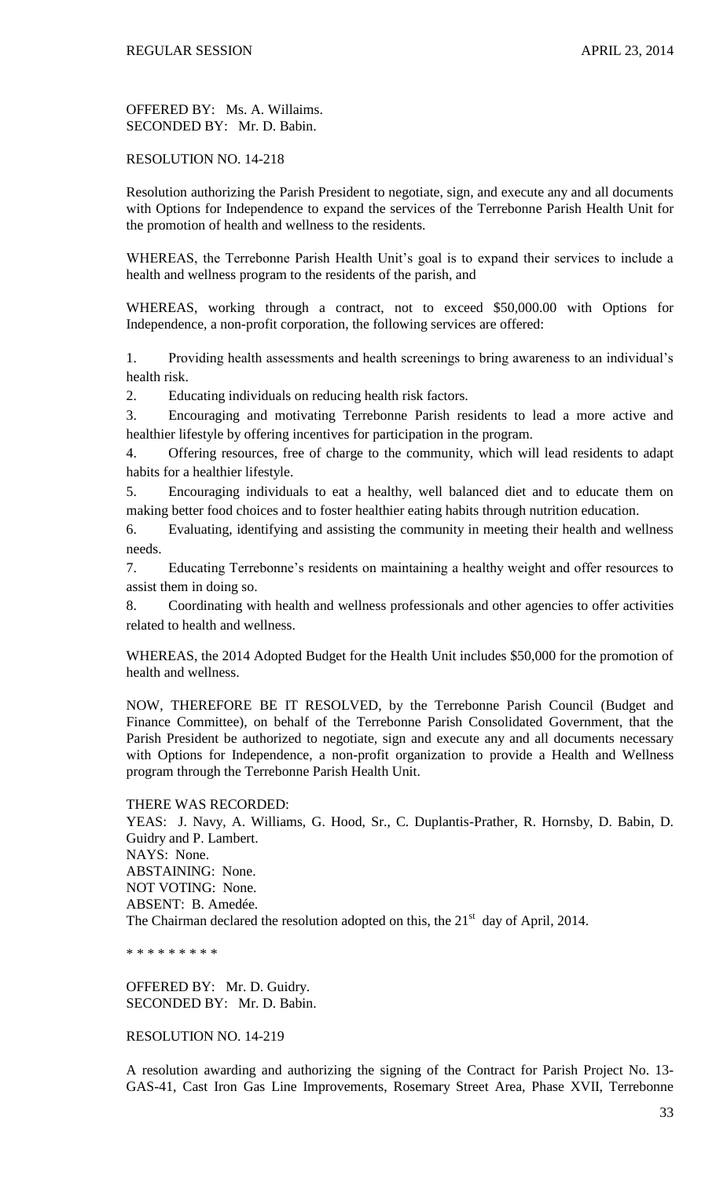OFFERED BY: Ms. A. Willaims.
SECONDED BY: Mr. D. Babin.

RESOLUTION NO. 14-218

Resolution authorizing the Parish President to negotiate, sign, and execute any and all documents with Options for Independence to expand the services of the Terrebonne Parish Health Unit for the promotion of health and wellness to the residents.

WHEREAS, the Terrebonne Parish Health Unit's goal is to expand their services to include a health and wellness program to the residents of the parish, and

WHEREAS, working through a contract, not to exceed $50,000.00 with Options for Independence, a non-profit corporation, the following services are offered:

1. Providing health assessments and health screenings to bring awareness to an individual's health risk.
2. Educating individuals on reducing health risk factors.
3. Encouraging and motivating Terrebonne Parish residents to lead a more active and healthier lifestyle by offering incentives for participation in the program.
4. Offering resources, free of charge to the community, which will lead residents to adapt habits for a healthier lifestyle.
5. Encouraging individuals to eat a healthy, well balanced diet and to educate them on making better food choices and to foster healthier eating habits through nutrition education.
6. Evaluating, identifying and assisting the community in meeting their health and wellness needs.
7. Educating Terrebonne's residents on maintaining a healthy weight and offer resources to assist them in doing so.
8. Coordinating with health and wellness professionals and other agencies to offer activities related to health and wellness.

WHEREAS, the 2014 Adopted Budget for the Health Unit includes $50,000 for the promotion of health and wellness.

NOW, THEREFORE BE IT RESOLVED, by the Terrebonne Parish Council (Budget and Finance Committee), on behalf of the Terrebonne Parish Consolidated Government, that the Parish President be authorized to negotiate, sign and execute any and all documents necessary with Options for Independence, a non-profit organization to provide a Health and Wellness program through the Terrebonne Parish Health Unit.

THERE WAS RECORDED:
YEAS: J. Navy, A. Williams, G. Hood, Sr., C. Duplantis-Prather, R. Hornsby, D. Babin, D. Guidry and P. Lambert.
NAYS: None.
ABSTAINING: None.
NOT VOTING: None.
ABSENT: B. Amedée.
The Chairman declared the resolution adopted on this, the 21st day of April, 2014.

\* \* \* \* \* \* \* \* \*

OFFERED BY: Mr. D. Guidry.
SECONDED BY: Mr. D. Babin.

RESOLUTION NO. 14-219

A resolution awarding and authorizing the signing of the Contract for Parish Project No. 13-GAS-41, Cast Iron Gas Line Improvements, Rosemary Street Area, Phase XVII, Terrebonne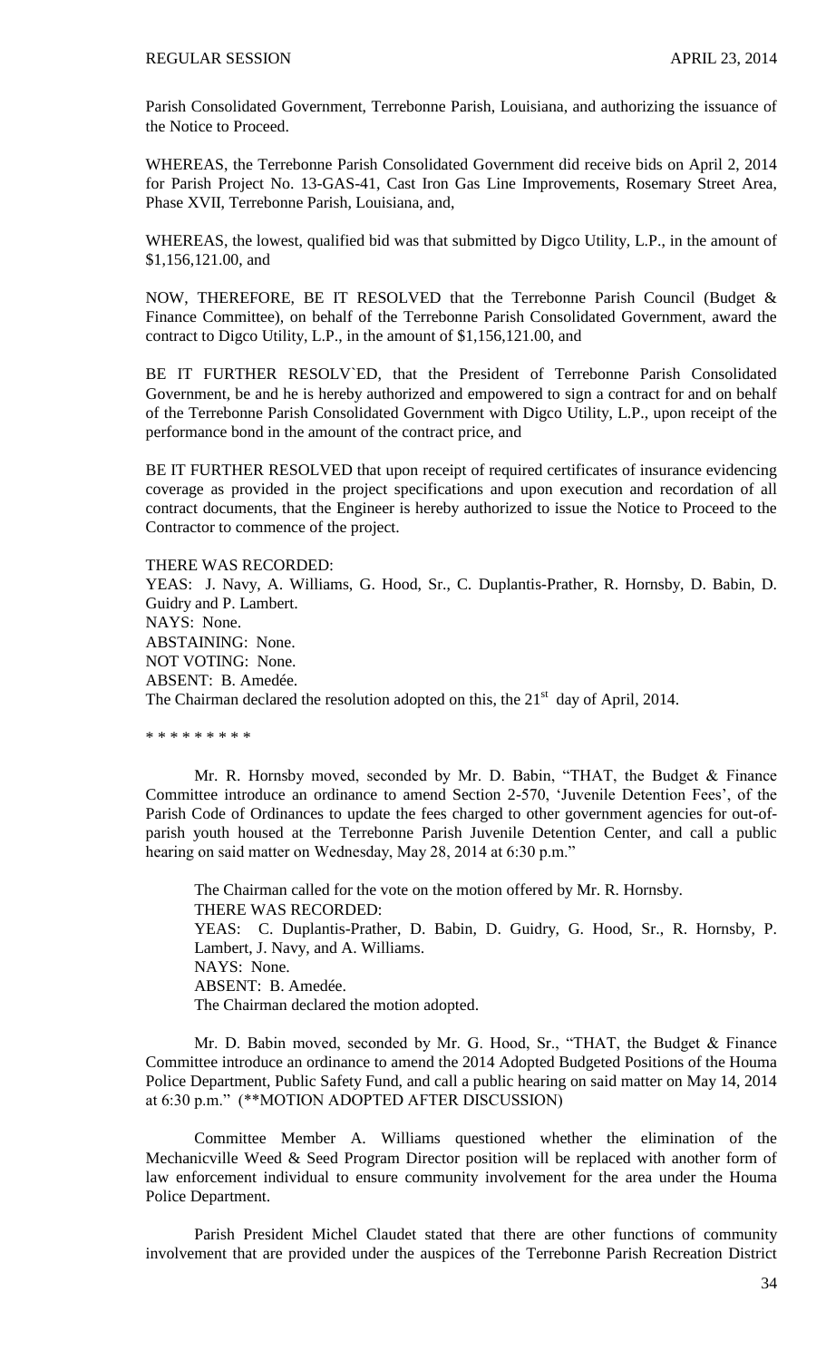Parish Consolidated Government, Terrebonne Parish, Louisiana, and authorizing the issuance of the Notice to Proceed.

WHEREAS, the Terrebonne Parish Consolidated Government did receive bids on April 2, 2014 for Parish Project No. 13-GAS-41, Cast Iron Gas Line Improvements, Rosemary Street Area, Phase XVII, Terrebonne Parish, Louisiana, and,

WHEREAS, the lowest, qualified bid was that submitted by Digco Utility, L.P., in the amount of $1,156,121.00, and

NOW, THEREFORE, BE IT RESOLVED that the Terrebonne Parish Council (Budget & Finance Committee), on behalf of the Terrebonne Parish Consolidated Government, award the contract to Digco Utility, L.P., in the amount of $1,156,121.00, and

BE IT FURTHER RESOLV`ED, that the President of Terrebonne Parish Consolidated Government, be and he is hereby authorized and empowered to sign a contract for and on behalf of the Terrebonne Parish Consolidated Government with Digco Utility, L.P., upon receipt of the performance bond in the amount of the contract price, and

BE IT FURTHER RESOLVED that upon receipt of required certificates of insurance evidencing coverage as provided in the project specifications and upon execution and recordation of all contract documents, that the Engineer is hereby authorized to issue the Notice to Proceed to the Contractor to commence of the project.

THERE WAS RECORDED:
YEAS: J. Navy, A. Williams, G. Hood, Sr., C. Duplantis-Prather, R. Hornsby, D. Babin, D. Guidry and P. Lambert.
NAYS: None.
ABSTAINING: None.
NOT VOTING: None.
ABSENT: B. Amedée.
The Chairman declared the resolution adopted on this, the 21st day of April, 2014.

\* \* \* \* \* \* \* \* \*

Mr. R. Hornsby moved, seconded by Mr. D. Babin, "THAT, the Budget & Finance Committee introduce an ordinance to amend Section 2-570, 'Juvenile Detention Fees', of the Parish Code of Ordinances to update the fees charged to other government agencies for out-of-parish youth housed at the Terrebonne Parish Juvenile Detention Center, and call a public hearing on said matter on Wednesday, May 28, 2014 at 6:30 p.m."

The Chairman called for the vote on the motion offered by Mr. R. Hornsby.
THERE WAS RECORDED:
YEAS: C. Duplantis-Prather, D. Babin, D. Guidry, G. Hood, Sr., R. Hornsby, P. Lambert, J. Navy, and A. Williams.
NAYS: None.
ABSENT: B. Amedée.
The Chairman declared the motion adopted.

Mr. D. Babin moved, seconded by Mr. G. Hood, Sr., "THAT, the Budget & Finance Committee introduce an ordinance to amend the 2014 Adopted Budgeted Positions of the Houma Police Department, Public Safety Fund, and call a public hearing on said matter on May 14, 2014 at 6:30 p.m." (**MOTION ADOPTED AFTER DISCUSSION)

Committee Member A. Williams questioned whether the elimination of the Mechanicville Weed & Seed Program Director position will be replaced with another form of law enforcement individual to ensure community involvement for the area under the Houma Police Department.

Parish President Michel Claudet stated that there are other functions of community involvement that are provided under the auspices of the Terrebonne Parish Recreation District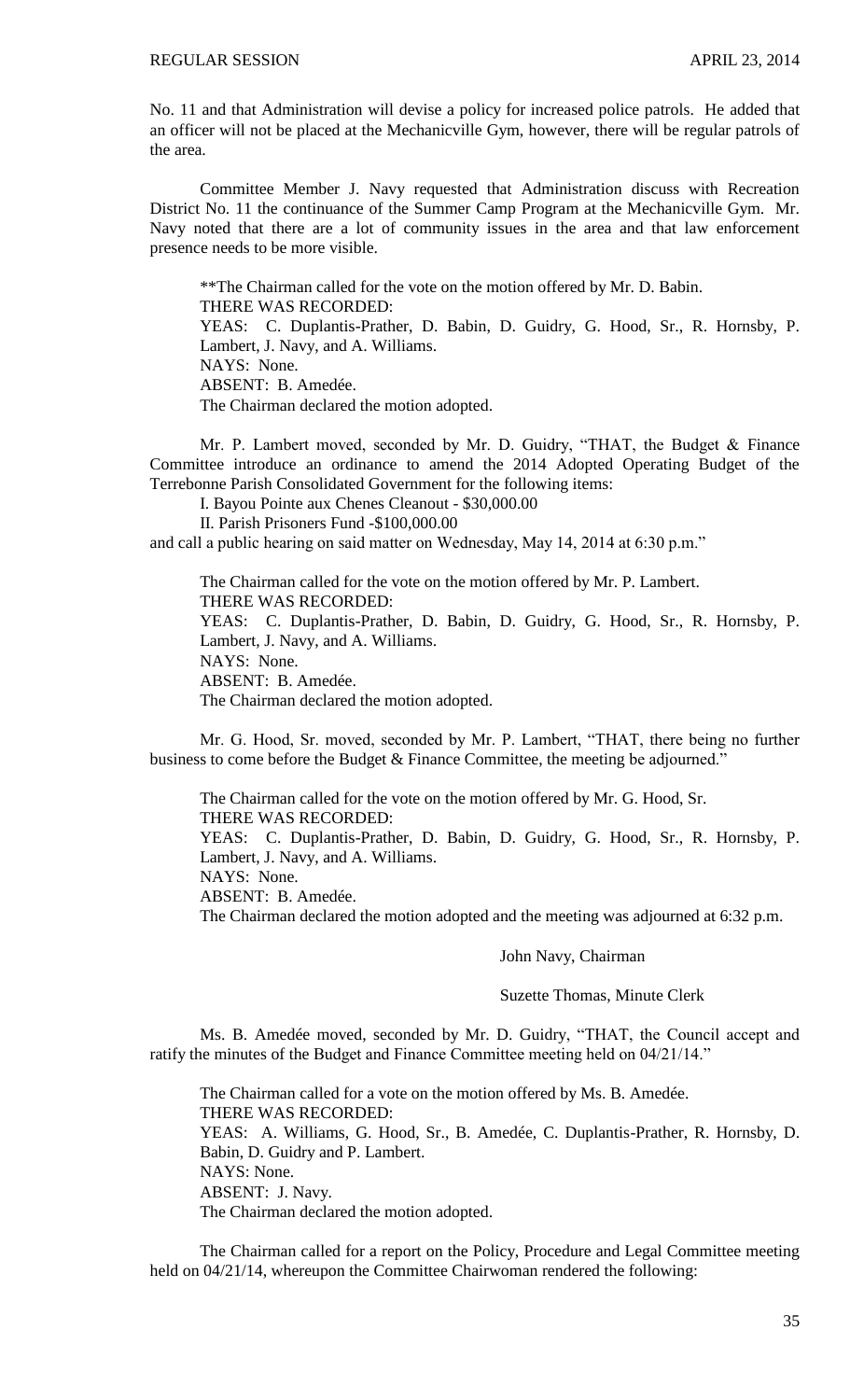No. 11 and that Administration will devise a policy for increased police patrols. He added that an officer will not be placed at the Mechanicville Gym, however, there will be regular patrols of the area.

Committee Member J. Navy requested that Administration discuss with Recreation District No. 11 the continuance of the Summer Camp Program at the Mechanicville Gym. Mr. Navy noted that there are a lot of community issues in the area and that law enforcement presence needs to be more visible.

**The Chairman called for the vote on the motion offered by Mr. D. Babin.
THERE WAS RECORDED:
YEAS: C. Duplantis-Prather, D. Babin, D. Guidry, G. Hood, Sr., R. Hornsby, P. Lambert, J. Navy, and A. Williams.
NAYS: None.
ABSENT: B. Amedée.
The Chairman declared the motion adopted.

Mr. P. Lambert moved, seconded by Mr. D. Guidry, "THAT, the Budget & Finance Committee introduce an ordinance to amend the 2014 Adopted Operating Budget of the Terrebonne Parish Consolidated Government for the following items:

I. Bayou Pointe aux Chenes Cleanout - $30,000.00

II. Parish Prisoners Fund -$100,000.00

and call a public hearing on said matter on Wednesday, May 14, 2014 at 6:30 p.m."

The Chairman called for the vote on the motion offered by Mr. P. Lambert.
THERE WAS RECORDED:
YEAS: C. Duplantis-Prather, D. Babin, D. Guidry, G. Hood, Sr., R. Hornsby, P. Lambert, J. Navy, and A. Williams.
NAYS: None.
ABSENT: B. Amedée.
The Chairman declared the motion adopted.

Mr. G. Hood, Sr. moved, seconded by Mr. P. Lambert, "THAT, there being no further business to come before the Budget & Finance Committee, the meeting be adjourned."

The Chairman called for the vote on the motion offered by Mr. G. Hood, Sr.
THERE WAS RECORDED:
YEAS: C. Duplantis-Prather, D. Babin, D. Guidry, G. Hood, Sr., R. Hornsby, P. Lambert, J. Navy, and A. Williams.
NAYS: None.
ABSENT: B. Amedée.
The Chairman declared the motion adopted and the meeting was adjourned at 6:32 p.m.

John Navy, Chairman

Suzette Thomas, Minute Clerk

Ms. B. Amedée moved, seconded by Mr. D. Guidry, "THAT, the Council accept and ratify the minutes of the Budget and Finance Committee meeting held on 04/21/14."

The Chairman called for a vote on the motion offered by Ms. B. Amedée.
THERE WAS RECORDED:
YEAS: A. Williams, G. Hood, Sr., B. Amedée, C. Duplantis-Prather, R. Hornsby, D. Babin, D. Guidry and P. Lambert.
NAYS: None.
ABSENT: J. Navy.
The Chairman declared the motion adopted.

The Chairman called for a report on the Policy, Procedure and Legal Committee meeting held on 04/21/14, whereupon the Committee Chairwoman rendered the following: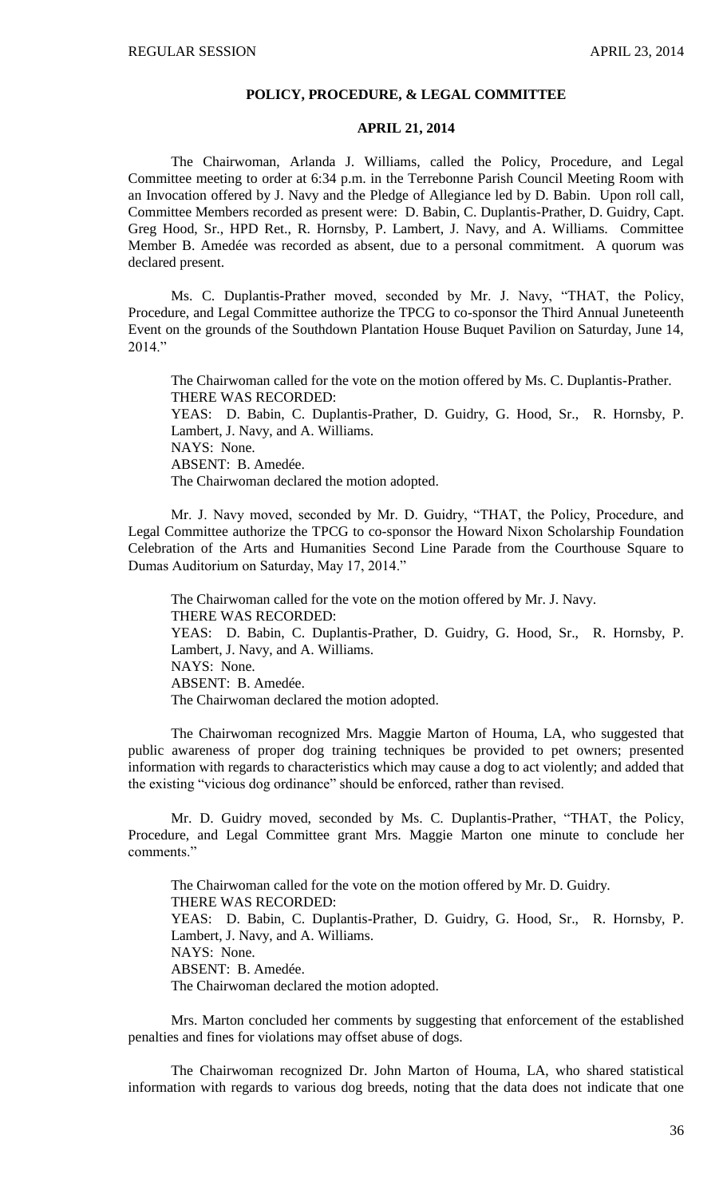## POLICY, PROCEDURE, & LEGAL COMMITTEE

### APRIL 21, 2014

The Chairwoman, Arlanda J. Williams, called the Policy, Procedure, and Legal Committee meeting to order at 6:34 p.m. in the Terrebonne Parish Council Meeting Room with an Invocation offered by J. Navy and the Pledge of Allegiance led by D. Babin. Upon roll call, Committee Members recorded as present were: D. Babin, C. Duplantis-Prather, D. Guidry, Capt. Greg Hood, Sr., HPD Ret., R. Hornsby, P. Lambert, J. Navy, and A. Williams. Committee Member B. Amedée was recorded as absent, due to a personal commitment. A quorum was declared present.

Ms. C. Duplantis-Prather moved, seconded by Mr. J. Navy, "THAT, the Policy, Procedure, and Legal Committee authorize the TPCG to co-sponsor the Third Annual Juneteenth Event on the grounds of the Southdown Plantation House Buquet Pavilion on Saturday, June 14, 2014."

The Chairwoman called for the vote on the motion offered by Ms. C. Duplantis-Prather.
THERE WAS RECORDED:
YEAS: D. Babin, C. Duplantis-Prather, D. Guidry, G. Hood, Sr., R. Hornsby, P. Lambert, J. Navy, and A. Williams.
NAYS: None.
ABSENT: B. Amedée.
The Chairwoman declared the motion adopted.

Mr. J. Navy moved, seconded by Mr. D. Guidry, "THAT, the Policy, Procedure, and Legal Committee authorize the TPCG to co-sponsor the Howard Nixon Scholarship Foundation Celebration of the Arts and Humanities Second Line Parade from the Courthouse Square to Dumas Auditorium on Saturday, May 17, 2014."

The Chairwoman called for the vote on the motion offered by Mr. J. Navy.
THERE WAS RECORDED:
YEAS: D. Babin, C. Duplantis-Prather, D. Guidry, G. Hood, Sr., R. Hornsby, P. Lambert, J. Navy, and A. Williams.
NAYS: None.
ABSENT: B. Amedée.
The Chairwoman declared the motion adopted.

The Chairwoman recognized Mrs. Maggie Marton of Houma, LA, who suggested that public awareness of proper dog training techniques be provided to pet owners; presented information with regards to characteristics which may cause a dog to act violently; and added that the existing "vicious dog ordinance" should be enforced, rather than revised.

Mr. D. Guidry moved, seconded by Ms. C. Duplantis-Prather, "THAT, the Policy, Procedure, and Legal Committee grant Mrs. Maggie Marton one minute to conclude her comments."

The Chairwoman called for the vote on the motion offered by Mr. D. Guidry.
THERE WAS RECORDED:
YEAS: D. Babin, C. Duplantis-Prather, D. Guidry, G. Hood, Sr., R. Hornsby, P. Lambert, J. Navy, and A. Williams.
NAYS: None.
ABSENT: B. Amedée.
The Chairwoman declared the motion adopted.

Mrs. Marton concluded her comments by suggesting that enforcement of the established penalties and fines for violations may offset abuse of dogs.

The Chairwoman recognized Dr. John Marton of Houma, LA, who shared statistical information with regards to various dog breeds, noting that the data does not indicate that one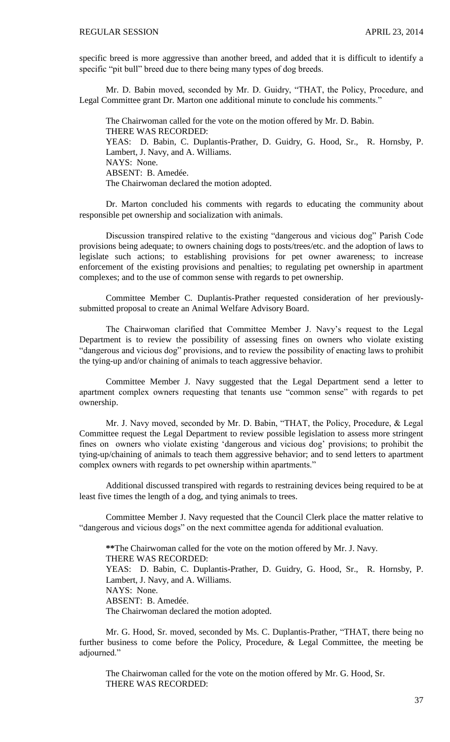specific breed is more aggressive than another breed, and added that it is difficult to identify a specific "pit bull" breed due to there being many types of dog breeds.

Mr. D. Babin moved, seconded by Mr. D. Guidry, "THAT, the Policy, Procedure, and Legal Committee grant Dr. Marton one additional minute to conclude his comments."

The Chairwoman called for the vote on the motion offered by Mr. D. Babin.
THERE WAS RECORDED:
YEAS: D. Babin, C. Duplantis-Prather, D. Guidry, G. Hood, Sr., R. Hornsby, P. Lambert, J. Navy, and A. Williams.
NAYS: None.
ABSENT: B. Amedée.
The Chairwoman declared the motion adopted.

Dr. Marton concluded his comments with regards to educating the community about responsible pet ownership and socialization with animals.

Discussion transpired relative to the existing "dangerous and vicious dog" Parish Code provisions being adequate; to owners chaining dogs to posts/trees/etc. and the adoption of laws to legislate such actions; to establishing provisions for pet owner awareness; to increase enforcement of the existing provisions and penalties; to regulating pet ownership in apartment complexes; and to the use of common sense with regards to pet ownership.

Committee Member C. Duplantis-Prather requested consideration of her previously-submitted proposal to create an Animal Welfare Advisory Board.

The Chairwoman clarified that Committee Member J. Navy's request to the Legal Department is to review the possibility of assessing fines on owners who violate existing "dangerous and vicious dog" provisions, and to review the possibility of enacting laws to prohibit the tying-up and/or chaining of animals to teach aggressive behavior.

Committee Member J. Navy suggested that the Legal Department send a letter to apartment complex owners requesting that tenants use "common sense" with regards to pet ownership.

Mr. J. Navy moved, seconded by Mr. D. Babin, "THAT, the Policy, Procedure, & Legal Committee request the Legal Department to review possible legislation to assess more stringent fines on owners who violate existing 'dangerous and vicious dog' provisions; to prohibit the tying-up/chaining of animals to teach them aggressive behavior; and to send letters to apartment complex owners with regards to pet ownership within apartments."

Additional discussed transpired with regards to restraining devices being required to be at least five times the length of a dog, and tying animals to trees.

Committee Member J. Navy requested that the Council Clerk place the matter relative to "dangerous and vicious dogs" on the next committee agenda for additional evaluation.

**The Chairwoman called for the vote on the motion offered by Mr. J. Navy.
THERE WAS RECORDED:
YEAS: D. Babin, C. Duplantis-Prather, D. Guidry, G. Hood, Sr., R. Hornsby, P. Lambert, J. Navy, and A. Williams.
NAYS: None.
ABSENT: B. Amedée.
The Chairwoman declared the motion adopted.

Mr. G. Hood, Sr. moved, seconded by Ms. C. Duplantis-Prather, "THAT, there being no further business to come before the Policy, Procedure, & Legal Committee, the meeting be adjourned."

The Chairwoman called for the vote on the motion offered by Mr. G. Hood, Sr.
THERE WAS RECORDED: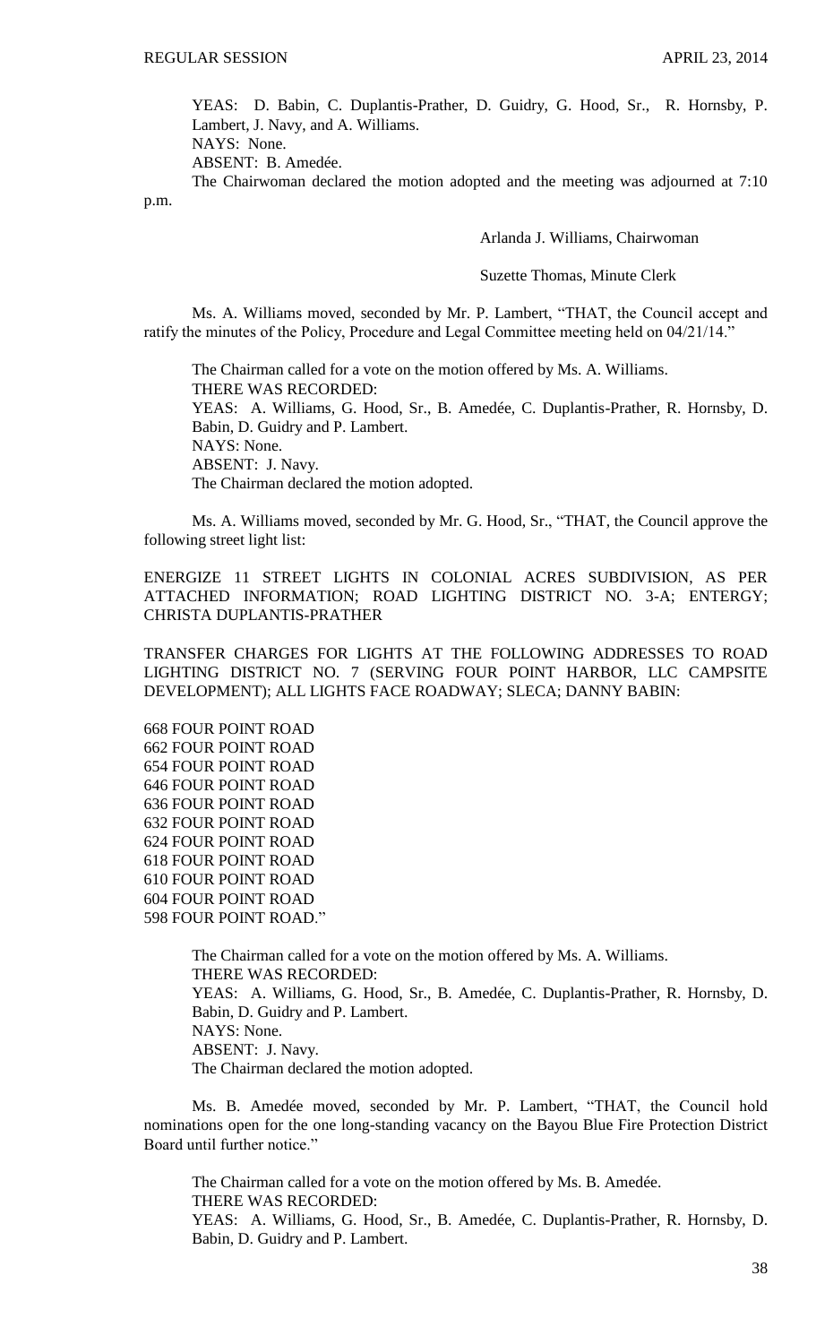YEAS: D. Babin, C. Duplantis-Prather, D. Guidry, G. Hood, Sr., R. Hornsby, P. Lambert, J. Navy, and A. Williams.
NAYS: None.
ABSENT: B. Amedée.
The Chairwoman declared the motion adopted and the meeting was adjourned at 7:10 p.m.

Arlanda J. Williams, Chairwoman

Suzette Thomas, Minute Clerk

Ms. A. Williams moved, seconded by Mr. P. Lambert, "THAT, the Council accept and ratify the minutes of the Policy, Procedure and Legal Committee meeting held on 04/21/14."

The Chairman called for a vote on the motion offered by Ms. A. Williams.
THERE WAS RECORDED:
YEAS: A. Williams, G. Hood, Sr., B. Amedée, C. Duplantis-Prather, R. Hornsby, D. Babin, D. Guidry and P. Lambert.
NAYS: None.
ABSENT: J. Navy.
The Chairman declared the motion adopted.

Ms. A. Williams moved, seconded by Mr. G. Hood, Sr., "THAT, the Council approve the following street light list:

ENERGIZE 11 STREET LIGHTS IN COLONIAL ACRES SUBDIVISION, AS PER ATTACHED INFORMATION; ROAD LIGHTING DISTRICT NO. 3-A; ENTERGY; CHRISTA DUPLANTIS-PRATHER

TRANSFER CHARGES FOR LIGHTS AT THE FOLLOWING ADDRESSES TO ROAD LIGHTING DISTRICT NO. 7 (SERVING FOUR POINT HARBOR, LLC CAMPSITE DEVELOPMENT); ALL LIGHTS FACE ROADWAY; SLECA; DANNY BABIN:

668 FOUR POINT ROAD
662 FOUR POINT ROAD
654 FOUR POINT ROAD
646 FOUR POINT ROAD
636 FOUR POINT ROAD
632 FOUR POINT ROAD
624 FOUR POINT ROAD
618 FOUR POINT ROAD
610 FOUR POINT ROAD
604 FOUR POINT ROAD
598 FOUR POINT ROAD."

The Chairman called for a vote on the motion offered by Ms. A. Williams.
THERE WAS RECORDED:
YEAS: A. Williams, G. Hood, Sr., B. Amedée, C. Duplantis-Prather, R. Hornsby, D. Babin, D. Guidry and P. Lambert.
NAYS: None.
ABSENT: J. Navy.
The Chairman declared the motion adopted.

Ms. B. Amedée moved, seconded by Mr. P. Lambert, "THAT, the Council hold nominations open for the one long-standing vacancy on the Bayou Blue Fire Protection District Board until further notice."

The Chairman called for a vote on the motion offered by Ms. B. Amedée.
THERE WAS RECORDED:
YEAS: A. Williams, G. Hood, Sr., B. Amedée, C. Duplantis-Prather, R. Hornsby, D. Babin, D. Guidry and P. Lambert.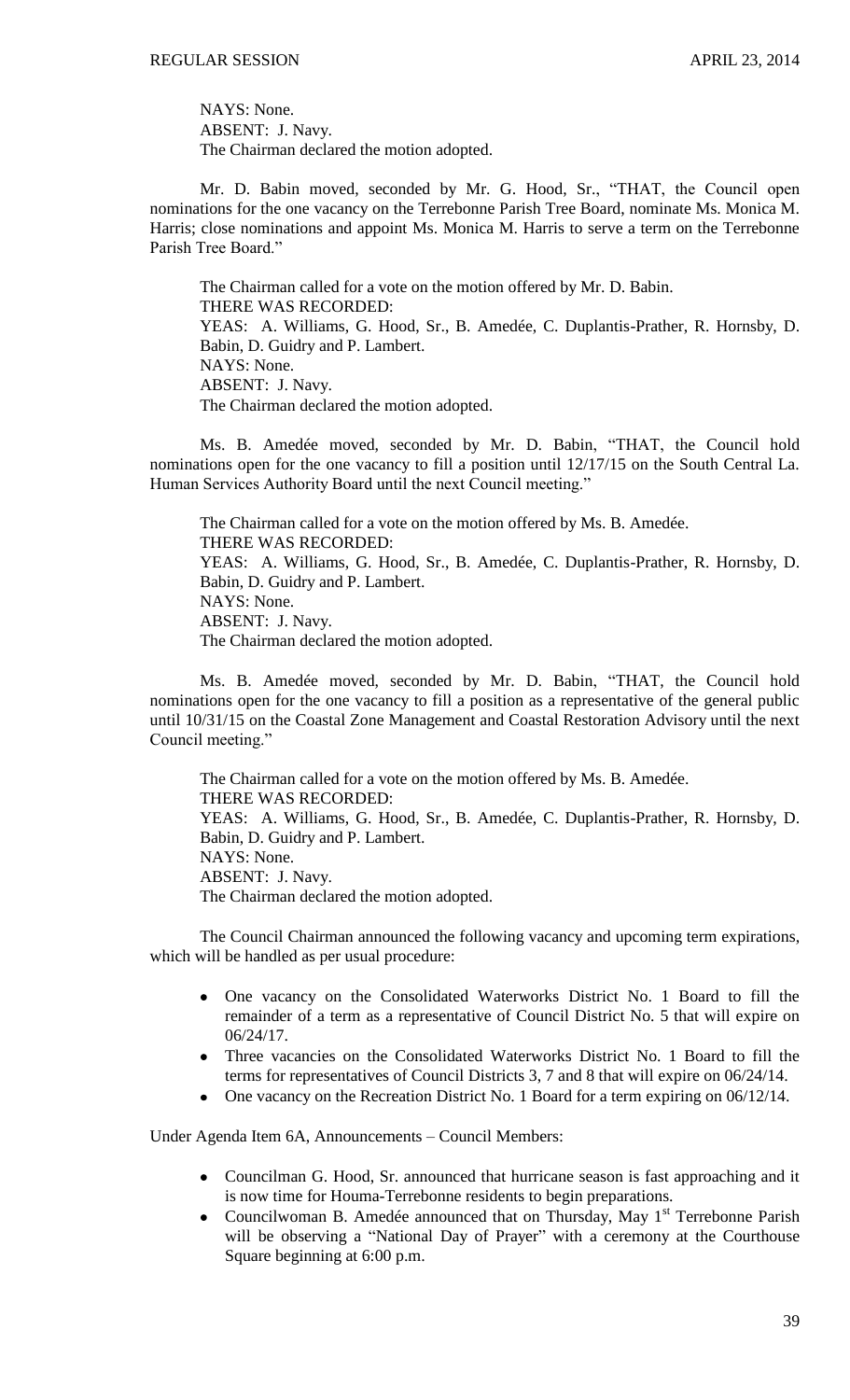NAYS: None.
ABSENT: J. Navy.
The Chairman declared the motion adopted.

Mr. D. Babin moved, seconded by Mr. G. Hood, Sr., "THAT, the Council open nominations for the one vacancy on the Terrebonne Parish Tree Board, nominate Ms. Monica M. Harris; close nominations and appoint Ms. Monica M. Harris to serve a term on the Terrebonne Parish Tree Board."

The Chairman called for a vote on the motion offered by Mr. D. Babin.
THERE WAS RECORDED:
YEAS: A. Williams, G. Hood, Sr., B. Amedée, C. Duplantis-Prather, R. Hornsby, D. Babin, D. Guidry and P. Lambert.
NAYS: None.
ABSENT: J. Navy.
The Chairman declared the motion adopted.

Ms. B. Amedée moved, seconded by Mr. D. Babin, "THAT, the Council hold nominations open for the one vacancy to fill a position until 12/17/15 on the South Central La. Human Services Authority Board until the next Council meeting."

The Chairman called for a vote on the motion offered by Ms. B. Amedée.
THERE WAS RECORDED:
YEAS: A. Williams, G. Hood, Sr., B. Amedée, C. Duplantis-Prather, R. Hornsby, D. Babin, D. Guidry and P. Lambert.
NAYS: None.
ABSENT: J. Navy.
The Chairman declared the motion adopted.

Ms. B. Amedée moved, seconded by Mr. D. Babin, "THAT, the Council hold nominations open for the one vacancy to fill a position as a representative of the general public until 10/31/15 on the Coastal Zone Management and Coastal Restoration Advisory until the next Council meeting."

The Chairman called for a vote on the motion offered by Ms. B. Amedée.
THERE WAS RECORDED:
YEAS: A. Williams, G. Hood, Sr., B. Amedée, C. Duplantis-Prather, R. Hornsby, D. Babin, D. Guidry and P. Lambert.
NAYS: None.
ABSENT: J. Navy.
The Chairman declared the motion adopted.

The Council Chairman announced the following vacancy and upcoming term expirations, which will be handled as per usual procedure:

- One vacancy on the Consolidated Waterworks District No. 1 Board to fill the remainder of a term as a representative of Council District No. 5 that will expire on 06/24/17.
- Three vacancies on the Consolidated Waterworks District No. 1 Board to fill the terms for representatives of Council Districts 3, 7 and 8 that will expire on 06/24/14.
- One vacancy on the Recreation District No. 1 Board for a term expiring on 06/12/14.

Under Agenda Item 6A, Announcements – Council Members:

- Councilman G. Hood, Sr. announced that hurricane season is fast approaching and it is now time for Houma-Terrebonne residents to begin preparations.
- Councilwoman B. Amedée announced that on Thursday, May 1st Terrebonne Parish will be observing a "National Day of Prayer" with a ceremony at the Courthouse Square beginning at 6:00 p.m.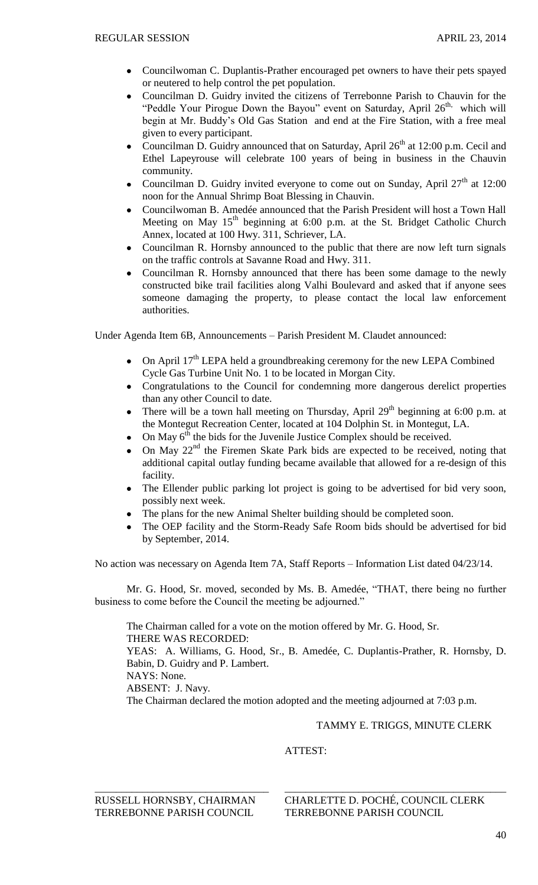- Councilwoman C. Duplantis-Prather encouraged pet owners to have their pets spayed or neutered to help control the pet population.
- Councilman D. Guidry invited the citizens of Terrebonne Parish to Chauvin for the "Peddle Your Pirogue Down the Bayou" event on Saturday, April 26th, which will begin at Mr. Buddy's Old Gas Station and end at the Fire Station, with a free meal given to every participant.
- Councilman D. Guidry announced that on Saturday, April 26th at 12:00 p.m. Cecil and Ethel Lapeyrouse will celebrate 100 years of being in business in the Chauvin community.
- Councilman D. Guidry invited everyone to come out on Sunday, April 27th at 12:00 noon for the Annual Shrimp Boat Blessing in Chauvin.
- Councilwoman B. Amedée announced that the Parish President will host a Town Hall Meeting on May 15th beginning at 6:00 p.m. at the St. Bridget Catholic Church Annex, located at 100 Hwy. 311, Schriever, LA.
- Councilman R. Hornsby announced to the public that there are now left turn signals on the traffic controls at Savanne Road and Hwy. 311.
- Councilman R. Hornsby announced that there has been some damage to the newly constructed bike trail facilities along Valhi Boulevard and asked that if anyone sees someone damaging the property, to please contact the local law enforcement authorities.

Under Agenda Item 6B, Announcements – Parish President M. Claudet announced:

- On April 17th LEPA held a groundbreaking ceremony for the new LEPA Combined Cycle Gas Turbine Unit No. 1 to be located in Morgan City.
- Congratulations to the Council for condemning more dangerous derelict properties than any other Council to date.
- There will be a town hall meeting on Thursday, April 29th beginning at 6:00 p.m. at the Montegut Recreation Center, located at 104 Dolphin St. in Montegut, LA.
- On May 6th the bids for the Juvenile Justice Complex should be received.
- On May 22nd the Firemen Skate Park bids are expected to be received, noting that additional capital outlay funding became available that allowed for a re-design of this facility.
- The Ellender public parking lot project is going to be advertised for bid very soon, possibly next week.
- The plans for the new Animal Shelter building should be completed soon.
- The OEP facility and the Storm-Ready Safe Room bids should be advertised for bid by September, 2014.

No action was necessary on Agenda Item 7A, Staff Reports – Information List dated 04/23/14.

Mr. G. Hood, Sr. moved, seconded by Ms. B. Amedée, "THAT, there being no further business to come before the Council the meeting be adjourned."

The Chairman called for a vote on the motion offered by Mr. G. Hood, Sr.
THERE WAS RECORDED:
YEAS: A. Williams, G. Hood, Sr., B. Amedée, C. Duplantis-Prather, R. Hornsby, D. Babin, D. Guidry and P. Lambert.
NAYS: None.
ABSENT: J. Navy.
The Chairman declared the motion adopted and the meeting adjourned at 7:03 p.m.

TAMMY E. TRIGGS, MINUTE CLERK

ATTEST:

\_\_\_\_\_\_\_\_\_\_\_\_\_\_\_\_\_\_\_\_\_\_\_\_\_\_\_\_\_\_\_\_\_\_
RUSSELL HORNSBY, CHAIRMAN
TERREBONNE PARISH COUNCIL

\_\_\_\_\_\_\_\_\_\_\_\_\_\_\_\_\_\_\_\_\_\_\_\_\_\_\_\_\_\_\_\_\_\_
CHARLETTE D. POCHÉ, COUNCIL CLERK
TERREBONNE PARISH COUNCIL